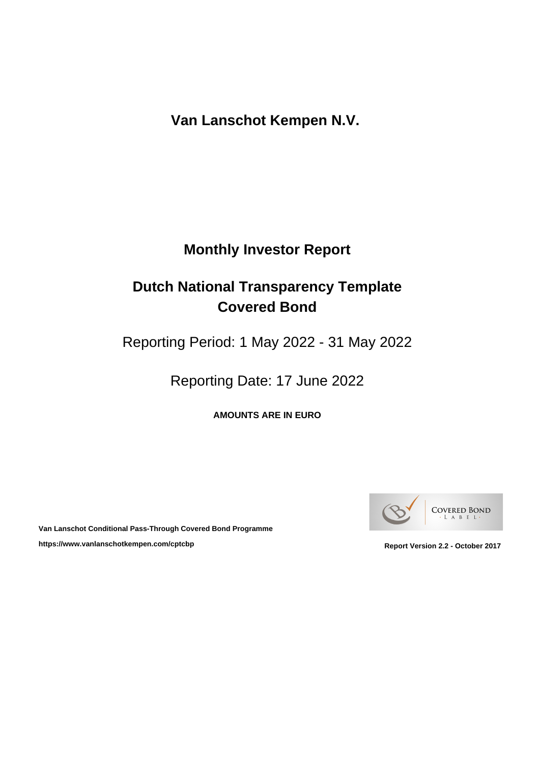# Van Lanschot Kempen N.V.

## Monthly Investor Report

## Dutch National Transparency Template Covered Bond

Reporting Period: 1 May 2022 - 31 May 2022

Reporting Date: 17 June 2022

**AMOUNTS ARE IN EURO**

**Van Lanschot Conditional Pass-Through Covered Bond Programme**

**https://www.vanlanschotkempen.com/cptcbp**

COVERED BOND LABEL

**Report Version 2.2 - October 2017**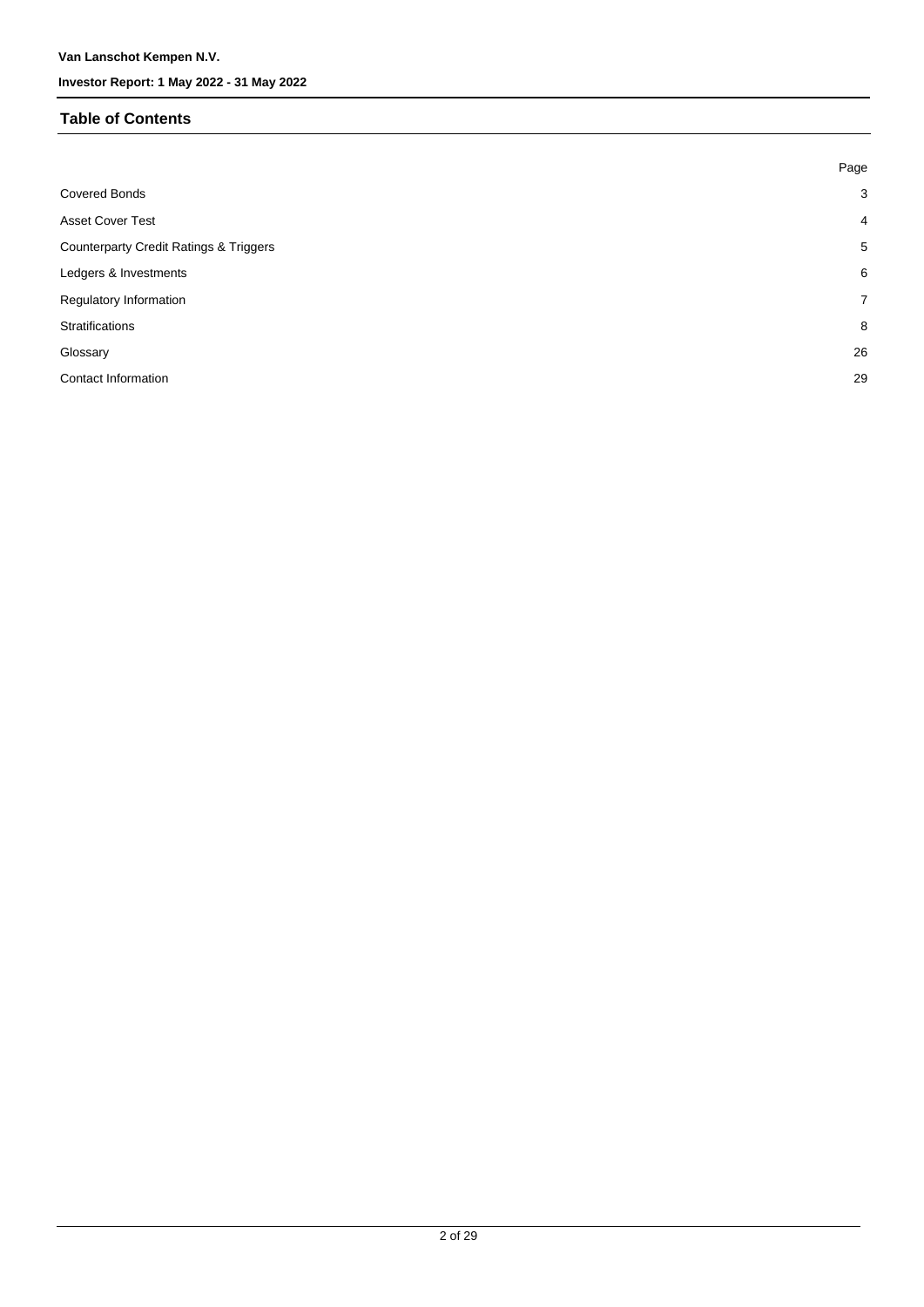## Table of Contents

| | Page |
|---|---|
| Covered Bonds | 3 |
| Asset Cover Test | 4 |
| Counterparty Credit Ratings & Triggers | 5 |
| Ledgers & Investments | 6 |
| Regulatory Information | 7 |
| Stratifications | 8 |
| Glossary | 26 |
| Contact Information | 29 |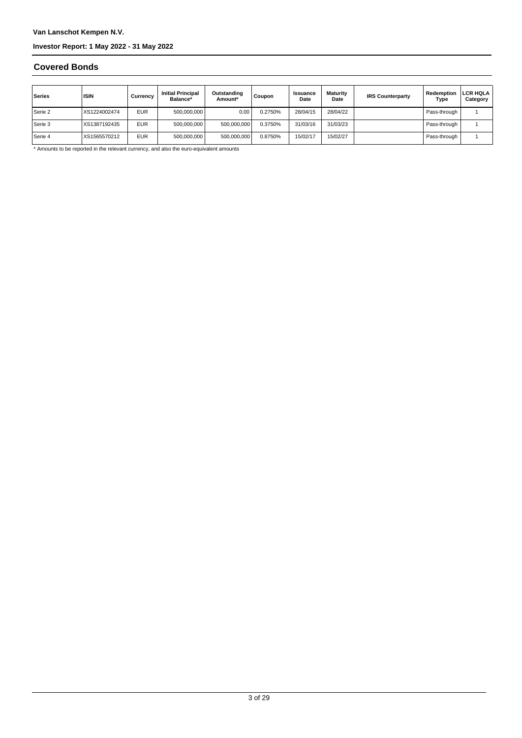## Covered Bonds

| Series | ISIN | Currency | Initial Principal Balance* | Outstanding Amount* | Coupon | Issuance Date | Maturity Date | IRS Counterparty | Redemption Type | LCR HQLA Category |
|---|---|---|---|---|---|---|---|---|---|---|
| Serie 2 | XS1224002474 | EUR | 500,000,000 | 0.00 | 0.2750% | 28/04/15 | 28/04/22 | | Pass-through | 1 |
| Serie 3 | XS1387192435 | EUR | 500,000,000 | 500,000,000 | 0.3750% | 31/03/16 | 31/03/23 | | Pass-through | 1 |
| Serie 4 | XS1565570212 | EUR | 500,000,000 | 500,000,000 | 0.8750% | 15/02/17 | 15/02/27 | | Pass-through | 1 |

* Amounts to be reported in the relevant currency, and also the euro-equivalent amounts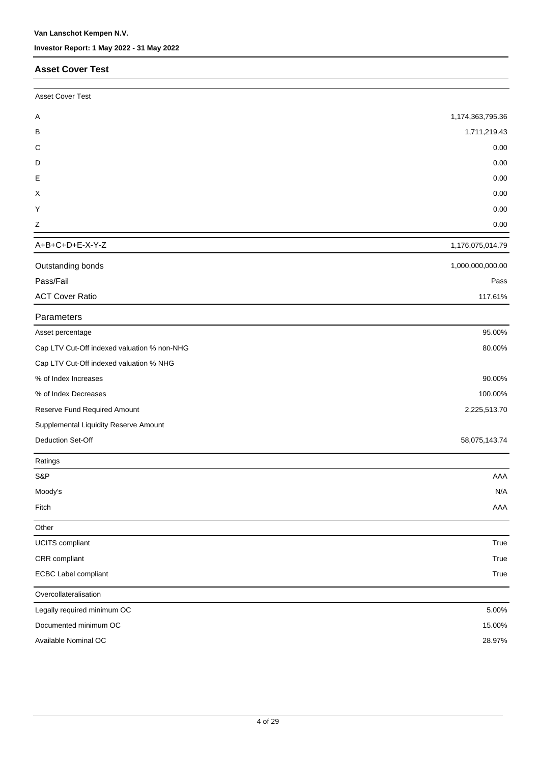## Asset Cover Test

| Asset Cover Test | |
|---|---|
| A | 1,174,363,795.36 |
| B | 1,711,219.43 |
| C | 0.00 |
| D | 0.00 |
| E | 0.00 |
| X | 0.00 |
| Y | 0.00 |
| Z | 0.00 |
| A+B+C+D+E-X-Y-Z | 1,176,075,014.79 |
| Outstanding bonds | 1,000,000,000.00 |
| Pass/Fail | Pass |
| ACT Cover Ratio | 117.61% |

| Parameters | |
|---|---|
| Asset percentage | 95.00% |
| Cap LTV Cut-Off indexed valuation % non-NHG | 80.00% |
| Cap LTV Cut-Off indexed valuation % NHG | |
| % of Index Increases | 90.00% |
| % of Index Decreases | 100.00% |
| Reserve Fund Required Amount | 2,225,513.70 |
| Supplemental Liquidity Reserve Amount | |
| Deduction Set-Off | 58,075,143.74 |

| Ratings | |
|---|---|
| S&P | AAA |
| Moody's | N/A |
| Fitch | AAA |

| Other | |
|---|---|
| UCITS compliant | True |
| CRR compliant | True |
| ECBC Label compliant | True |

| Overcollateralisation | |
|---|---|
| Legally required minimum OC | 5.00% |
| Documented minimum OC | 15.00% |
| Available Nominal OC | 28.97% |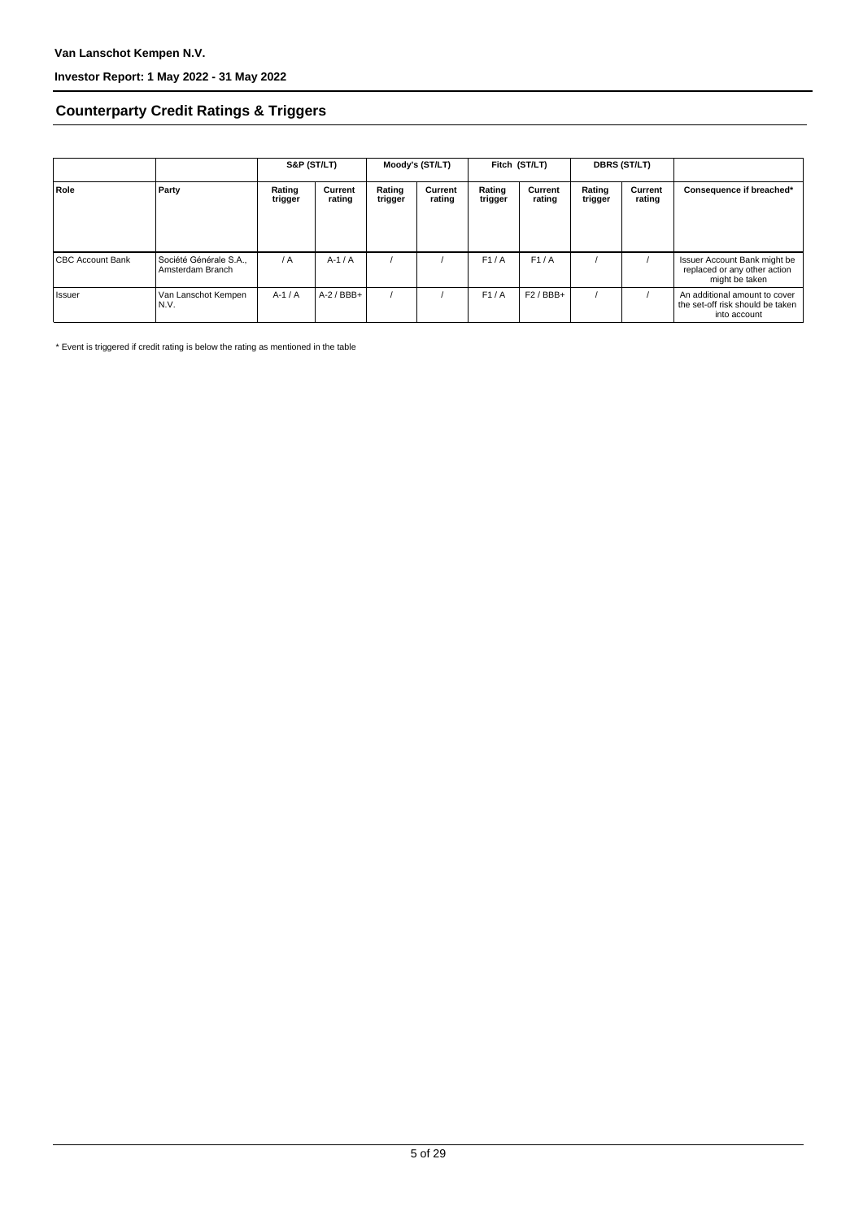## Counterparty Credit Ratings & Triggers

| | | S&P (ST/LT) | | Moody's (ST/LT) | | Fitch (ST/LT) | | DBRS (ST/LT) | | |
|---|---|---|---|---|---|---|---|---|---|---|
| **Role** | **Party** | **Rating trigger** | **Current rating** | **Rating trigger** | **Current rating** | **Rating trigger** | **Current rating** | **Rating trigger** | **Current rating** | **Consequence if breached*** |
| CBC Account Bank | Société Générale S.A., Amsterdam Branch | / A | A-1 / A | / | / | F1 / A | F1 / A | / | / | Issuer Account Bank might be replaced or any other action might be taken |
| Issuer | Van Lanschot Kempen N.V. | A-1 / A | A-2 / BBB+ | / | / | F1 / A | F2 / BBB+ | / | / | An additional amount to cover the set-off risk should be taken into account |

* Event is triggered if credit rating is below the rating as mentioned in the table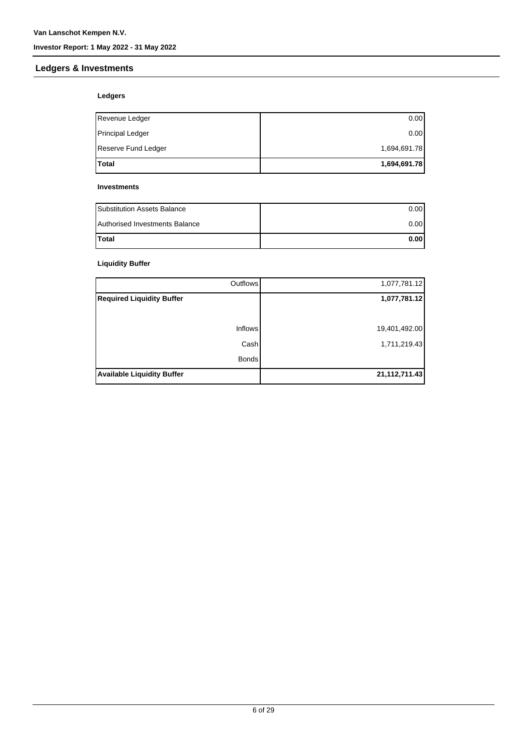## Ledgers & Investments

### Ledgers

| | |
|---|---:|
| Revenue Ledger | 0.00 |
| Principal Ledger | 0.00 |
| Reserve Fund Ledger | 1,694,691.78 |
| **Total** | **1,694,691.78** |

### Investments

| | |
|---|---:|
| Substitution Assets Balance | 0.00 |
| Authorised Investments Balance | 0.00 |
| **Total** | **0.00** |

### Liquidity Buffer

| | |
|---:|---:|
| Outflows | 1,077,781.12 |
| **Required Liquidity Buffer** | **1,077,781.12** |
| | |
| Inflows | 19,401,492.00 |
| Cash | 1,711,219.43 |
| Bonds | |
| **Available Liquidity Buffer** | **21,112,711.43** |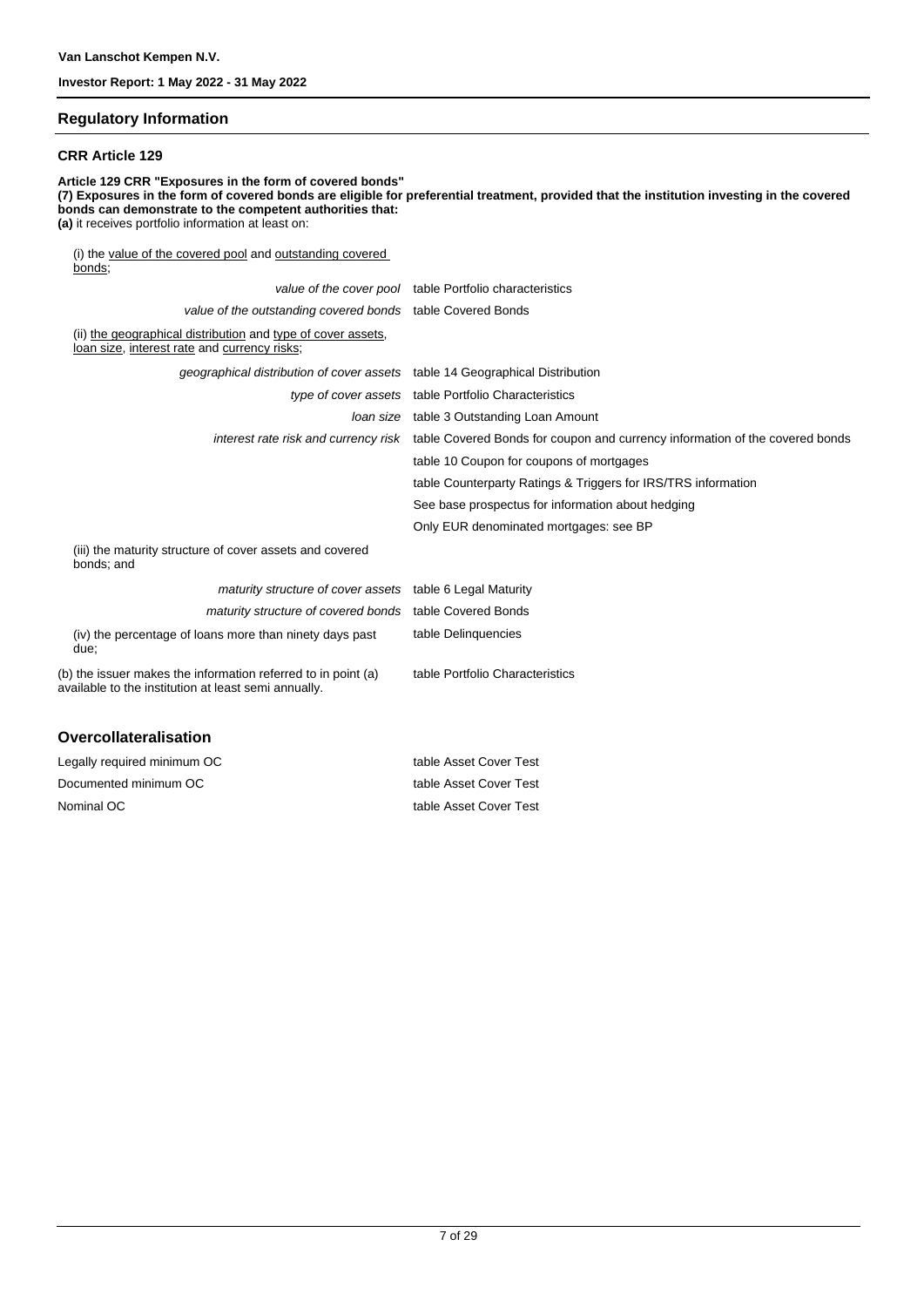## Regulatory Information

### CRR Article 129

**Article 129 CRR "Exposures in the form of covered bonds"**
**(7) Exposures in the form of covered bonds are eligible for preferential treatment, provided that the institution investing in the covered bonds can demonstrate to the competent authorities that:**
**(a)** it receives portfolio information at least on:

(i) the value of the covered pool and outstanding covered bonds;

| | |
|---|---|
| *value of the cover pool* | table Portfolio characteristics |
| *value of the outstanding covered bonds* | table Covered Bonds |

(ii) the geographical distribution and type of cover assets, loan size, interest rate and currency risks;

| | |
|---|---|
| *geographical distribution of cover assets* | table 14 Geographical Distribution |
| *type of cover assets* | table Portfolio Characteristics |
| *loan size* | table 3 Outstanding Loan Amount |
| *interest rate risk and currency risk* | table Covered Bonds for coupon and currency information of the covered bonds |
| | table 10 Coupon for coupons of mortgages |
| | table Counterparty Ratings & Triggers for IRS/TRS information |
| | See base prospectus for information about hedging |
| | Only EUR denominated mortgages: see BP |

(iii) the maturity structure of cover assets and covered bonds; and

| | |
|---|---|
| *maturity structure of cover assets* | table 6 Legal Maturity |
| *maturity structure of covered bonds* | table Covered Bonds |
| (iv) the percentage of loans more than ninety days past due; | table Delinquencies |
| (b) the issuer makes the information referred to in point (a) available to the institution at least semi annually. | table Portfolio Characteristics |

## Overcollateralisation

| | |
|---|---|
| Legally required minimum OC | table Asset Cover Test |
| Documented minimum OC | table Asset Cover Test |
| Nominal OC | table Asset Cover Test |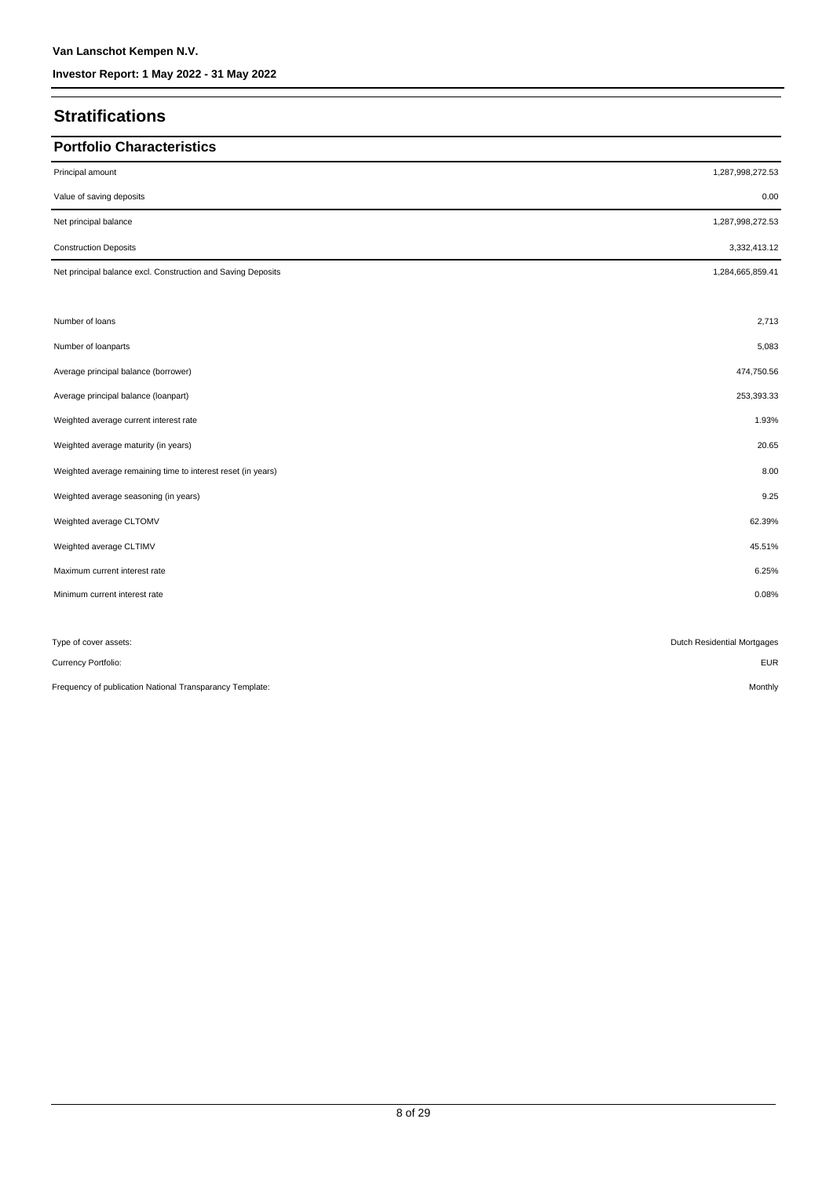# Stratifications

## Portfolio Characteristics

| | |
|---|---|
| Principal amount | 1,287,998,272.53 |
| Value of saving deposits | 0.00 |
| Net principal balance | 1,287,998,272.53 |
| Construction Deposits | 3,332,413.12 |
| Net principal balance excl. Construction and Saving Deposits | 1,284,665,859.41 |
| | |
| Number of loans | 2,713 |
| Number of loanparts | 5,083 |
| Average principal balance (borrower) | 474,750.56 |
| Average principal balance (loanpart) | 253,393.33 |
| Weighted average current interest rate | 1.93% |
| Weighted average maturity (in years) | 20.65 |
| Weighted average remaining time to interest reset (in years) | 8.00 |
| Weighted average seasoning (in years) | 9.25 |
| Weighted average CLTOMV | 62.39% |
| Weighted average CLTIMV | 45.51% |
| Maximum current interest rate | 6.25% |
| Minimum current interest rate | 0.08% |
| | |
| Type of cover assets: | Dutch Residential Mortgages |
| Currency Portfolio: | EUR |
| Frequency of publication National Transparancy Template: | Monthly |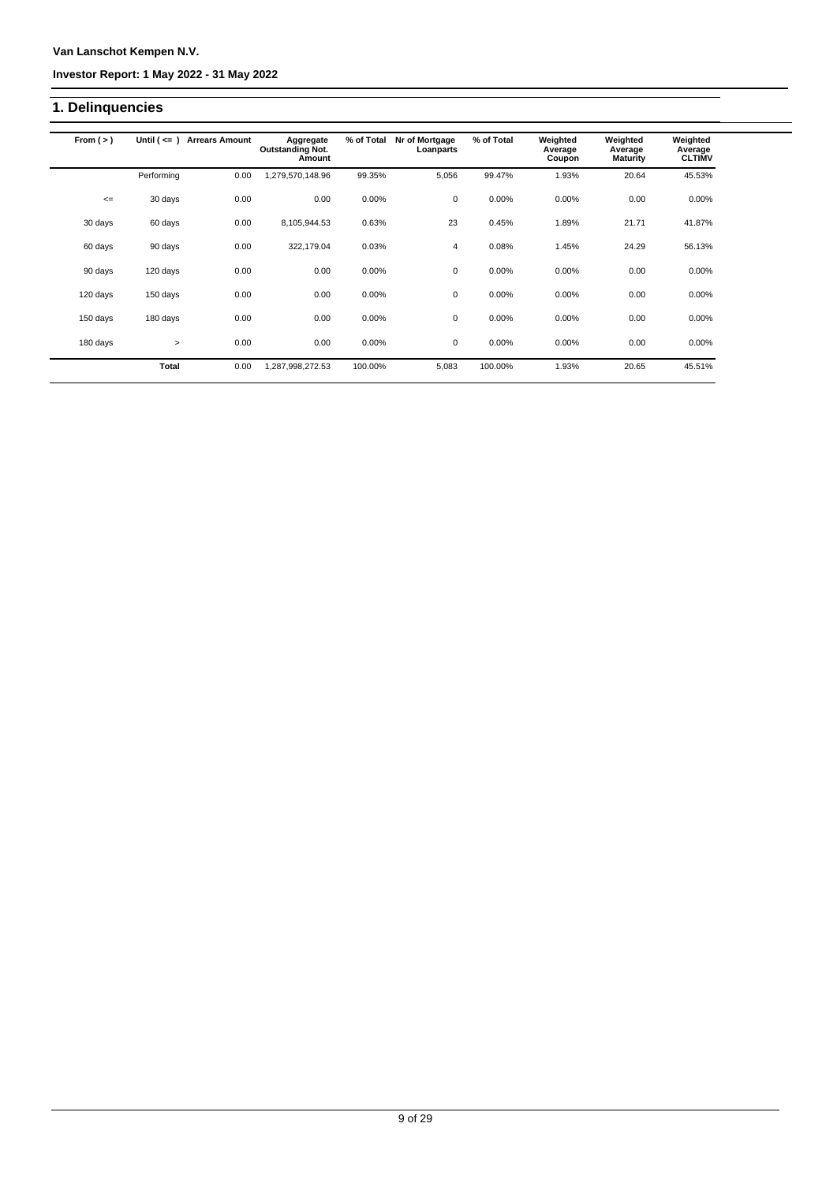Van Lanschot Kempen N.V.

Investor Report: 1 May 2022 - 31 May 2022

## 1. Delinquencies

| From ( > ) | Until ( <= ) | Arrears Amount | Aggregate Outstanding Not. Amount | % of Total | Nr of Mortgage Loanparts | % of Total | Weighted Average Coupon | Weighted Average Maturity | Weighted Average CLTIMV |
|---|---|---|---|---|---|---|---|---|---|
| | Performing | 0.00 | 1,279,570,148.96 | 99.35% | 5,056 | 99.47% | 1.93% | 20.64 | 45.53% |
| <= | 30 days | 0.00 | 0.00 | 0.00% | 0 | 0.00% | 0.00% | 0.00 | 0.00% |
| 30 days | 60 days | 0.00 | 8,105,944.53 | 0.63% | 23 | 0.45% | 1.89% | 21.71 | 41.87% |
| 60 days | 90 days | 0.00 | 322,179.04 | 0.03% | 4 | 0.08% | 1.45% | 24.29 | 56.13% |
| 90 days | 120 days | 0.00 | 0.00 | 0.00% | 0 | 0.00% | 0.00% | 0.00 | 0.00% |
| 120 days | 150 days | 0.00 | 0.00 | 0.00% | 0 | 0.00% | 0.00% | 0.00 | 0.00% |
| 150 days | 180 days | 0.00 | 0.00 | 0.00% | 0 | 0.00% | 0.00% | 0.00 | 0.00% |
| 180 days | > | 0.00 | 0.00 | 0.00% | 0 | 0.00% | 0.00% | 0.00 | 0.00% |
| | **Total** | 0.00 | 1,287,998,272.53 | 100.00% | 5,083 | 100.00% | 1.93% | 20.65 | 45.51% |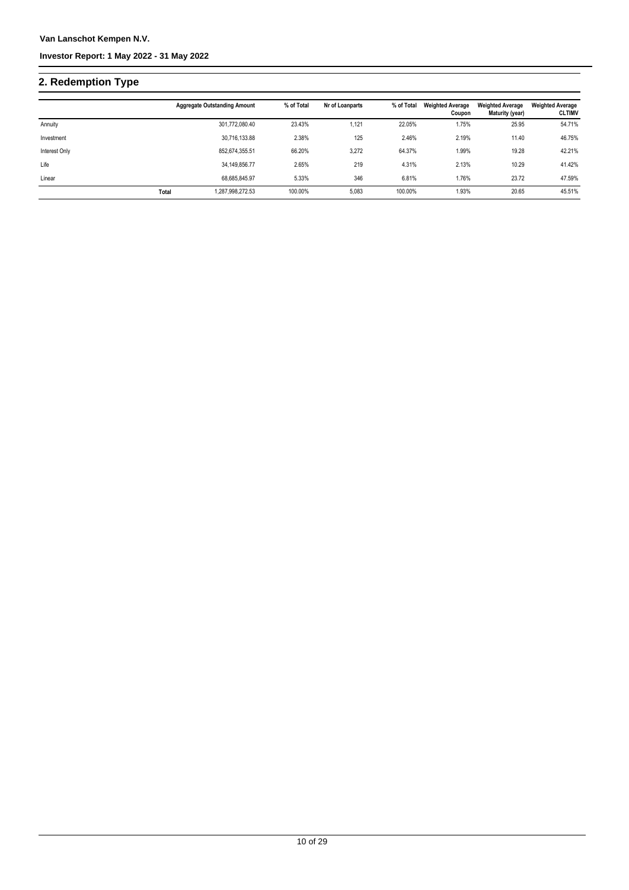## 2. Redemption Type

| | Aggregate Outstanding Amount | % of Total | Nr of Loanparts | % of Total | Weighted Average Coupon | Weighted Average Maturity (year) | Weighted Average CLTIMV |
|---|---|---|---|---|---|---|---|
| Annuity | 301,772,080.40 | 23.43% | 1,121 | 22.05% | 1.75% | 25.95 | 54.71% |
| Investment | 30,716,133.88 | 2.38% | 125 | 2.46% | 2.19% | 11.40 | 46.75% |
| Interest Only | 852,674,355.51 | 66.20% | 3,272 | 64.37% | 1.99% | 19.28 | 42.21% |
| Life | 34,149,856.77 | 2.65% | 219 | 4.31% | 2.13% | 10.29 | 41.42% |
| Linear | 68,685,845.97 | 5.33% | 346 | 6.81% | 1.76% | 23.72 | 47.59% |
| **Total** | 1,287,998,272.53 | 100.00% | 5,083 | 100.00% | 1.93% | 20.65 | 45.51% |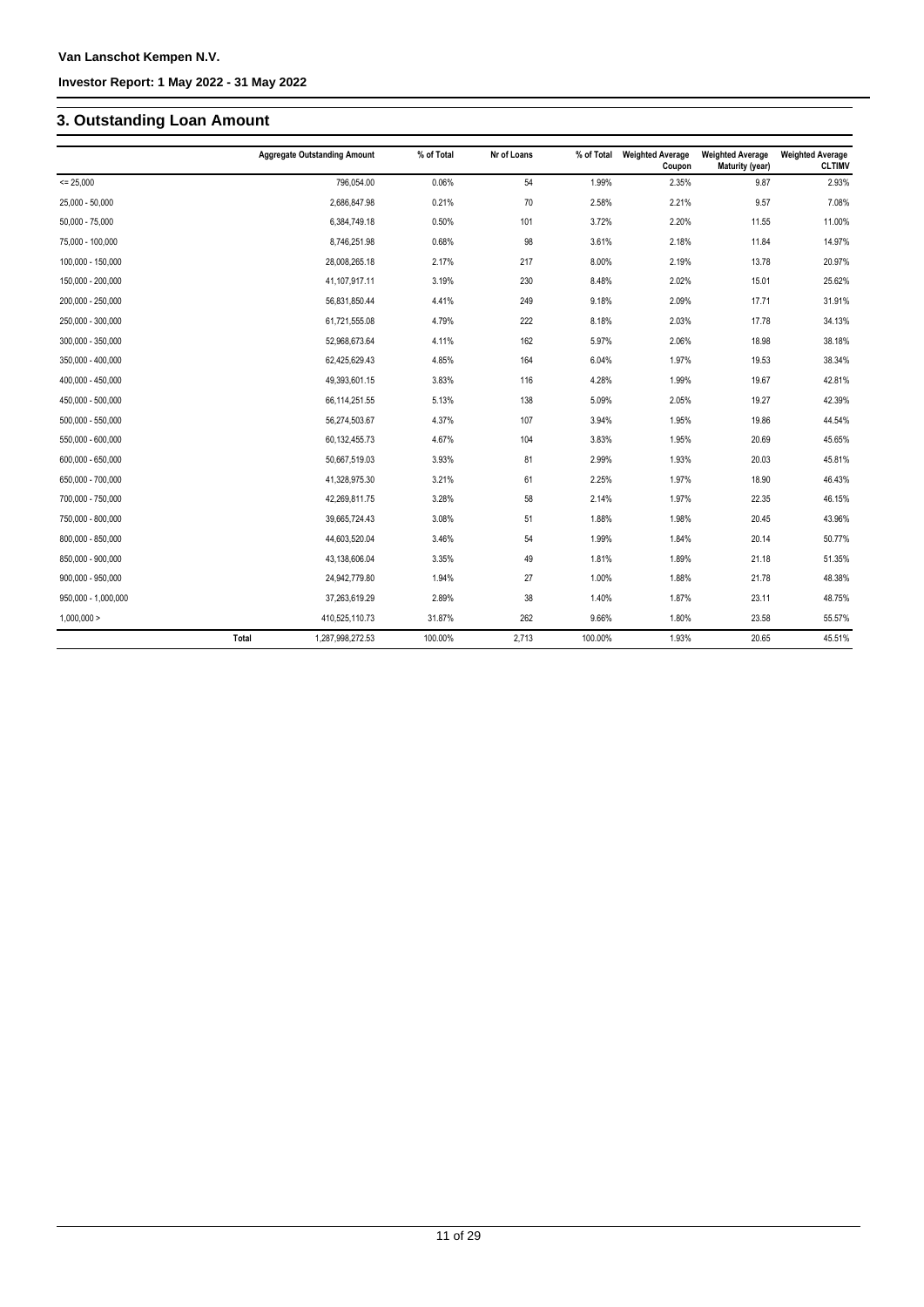## 3. Outstanding Loan Amount

| | Aggregate Outstanding Amount | % of Total | Nr of Loans | % of Total | Weighted Average Coupon | Weighted Average Maturity (year) | Weighted Average CLTIMV |
|---|---|---|---|---|---|---|---|
| <= 25,000 | 796,054.00 | 0.06% | 54 | 1.99% | 2.35% | 9.87 | 2.93% |
| 25,000 - 50,000 | 2,686,847.98 | 0.21% | 70 | 2.58% | 2.21% | 9.57 | 7.08% |
| 50,000 - 75,000 | 6,384,749.18 | 0.50% | 101 | 3.72% | 2.20% | 11.55 | 11.00% |
| 75,000 - 100,000 | 8,746,251.98 | 0.68% | 98 | 3.61% | 2.18% | 11.84 | 14.97% |
| 100,000 - 150,000 | 28,008,265.18 | 2.17% | 217 | 8.00% | 2.19% | 13.78 | 20.97% |
| 150,000 - 200,000 | 41,107,917.11 | 3.19% | 230 | 8.48% | 2.02% | 15.01 | 25.62% |
| 200,000 - 250,000 | 56,831,850.44 | 4.41% | 249 | 9.18% | 2.09% | 17.71 | 31.91% |
| 250,000 - 300,000 | 61,721,555.08 | 4.79% | 222 | 8.18% | 2.03% | 17.78 | 34.13% |
| 300,000 - 350,000 | 52,968,673.64 | 4.11% | 162 | 5.97% | 2.06% | 18.98 | 38.18% |
| 350,000 - 400,000 | 62,425,629.43 | 4.85% | 164 | 6.04% | 1.97% | 19.53 | 38.34% |
| 400,000 - 450,000 | 49,393,601.15 | 3.83% | 116 | 4.28% | 1.99% | 19.67 | 42.81% |
| 450,000 - 500,000 | 66,114,251.55 | 5.13% | 138 | 5.09% | 2.05% | 19.27 | 42.39% |
| 500,000 - 550,000 | 56,274,503.67 | 4.37% | 107 | 3.94% | 1.95% | 19.86 | 44.54% |
| 550,000 - 600,000 | 60,132,455.73 | 4.67% | 104 | 3.83% | 1.95% | 20.69 | 45.65% |
| 600,000 - 650,000 | 50,667,519.03 | 3.93% | 81 | 2.99% | 1.93% | 20.03 | 45.81% |
| 650,000 - 700,000 | 41,328,975.30 | 3.21% | 61 | 2.25% | 1.97% | 18.90 | 46.43% |
| 700,000 - 750,000 | 42,269,811.75 | 3.28% | 58 | 2.14% | 1.97% | 22.35 | 46.15% |
| 750,000 - 800,000 | 39,665,724.43 | 3.08% | 51 | 1.88% | 1.98% | 20.45 | 43.96% |
| 800,000 - 850,000 | 44,603,520.04 | 3.46% | 54 | 1.99% | 1.84% | 20.14 | 50.77% |
| 850,000 - 900,000 | 43,138,606.04 | 3.35% | 49 | 1.81% | 1.89% | 21.18 | 51.35% |
| 900,000 - 950,000 | 24,942,779.80 | 1.94% | 27 | 1.00% | 1.88% | 21.78 | 48.38% |
| 950,000 - 1,000,000 | 37,263,619.29 | 2.89% | 38 | 1.40% | 1.87% | 23.11 | 48.75% |
| 1,000,000 > | 410,525,110.73 | 31.87% | 262 | 9.66% | 1.80% | 23.58 | 55.57% |
| Total | 1,287,998,272.53 | 100.00% | 2,713 | 100.00% | 1.93% | 20.65 | 45.51% |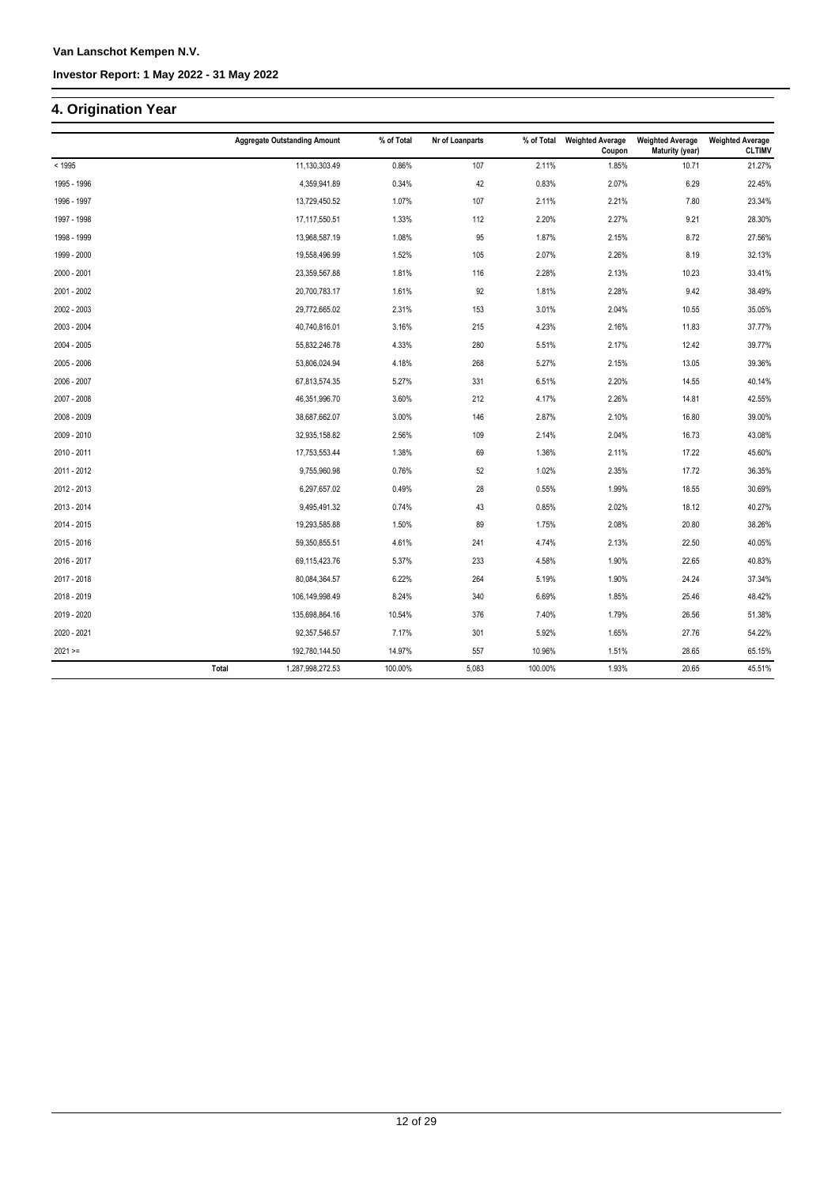## 4. Origination Year

| | Aggregate Outstanding Amount | % of Total | Nr of Loanparts | % of Total | Weighted Average Coupon | Weighted Average Maturity (year) | Weighted Average CLTIMV |
|---|---|---|---|---|---|---|---|
| < 1995 | 11,130,303.49 | 0.86% | 107 | 2.11% | 1.85% | 10.71 | 21.27% |
| 1995 - 1996 | 4,359,941.89 | 0.34% | 42 | 0.83% | 2.07% | 6.29 | 22.45% |
| 1996 - 1997 | 13,729,450.52 | 1.07% | 107 | 2.11% | 2.21% | 7.80 | 23.34% |
| 1997 - 1998 | 17,117,550.51 | 1.33% | 112 | 2.20% | 2.27% | 9.21 | 28.30% |
| 1998 - 1999 | 13,968,587.19 | 1.08% | 95 | 1.87% | 2.15% | 8.72 | 27.56% |
| 1999 - 2000 | 19,558,496.99 | 1.52% | 105 | 2.07% | 2.26% | 8.19 | 32.13% |
| 2000 - 2001 | 23,359,567.88 | 1.81% | 116 | 2.28% | 2.13% | 10.23 | 33.41% |
| 2001 - 2002 | 20,700,783.17 | 1.61% | 92 | 1.81% | 2.28% | 9.42 | 38.49% |
| 2002 - 2003 | 29,772,665.02 | 2.31% | 153 | 3.01% | 2.04% | 10.55 | 35.05% |
| 2003 - 2004 | 40,740,816.01 | 3.16% | 215 | 4.23% | 2.16% | 11.83 | 37.77% |
| 2004 - 2005 | 55,832,246.78 | 4.33% | 280 | 5.51% | 2.17% | 12.42 | 39.77% |
| 2005 - 2006 | 53,806,024.94 | 4.18% | 268 | 5.27% | 2.15% | 13.05 | 39.36% |
| 2006 - 2007 | 67,813,574.35 | 5.27% | 331 | 6.51% | 2.20% | 14.55 | 40.14% |
| 2007 - 2008 | 46,351,996.70 | 3.60% | 212 | 4.17% | 2.26% | 14.81 | 42.55% |
| 2008 - 2009 | 38,687,662.07 | 3.00% | 146 | 2.87% | 2.10% | 16.80 | 39.00% |
| 2009 - 2010 | 32,935,158.82 | 2.56% | 109 | 2.14% | 2.04% | 16.73 | 43.08% |
| 2010 - 2011 | 17,753,553.44 | 1.38% | 69 | 1.36% | 2.11% | 17.22 | 45.60% |
| 2011 - 2012 | 9,755,960.98 | 0.76% | 52 | 1.02% | 2.35% | 17.72 | 36.35% |
| 2012 - 2013 | 6,297,657.02 | 0.49% | 28 | 0.55% | 1.99% | 18.55 | 30.69% |
| 2013 - 2014 | 9,495,491.32 | 0.74% | 43 | 0.85% | 2.02% | 18.12 | 40.27% |
| 2014 - 2015 | 19,293,585.88 | 1.50% | 89 | 1.75% | 2.08% | 20.80 | 38.26% |
| 2015 - 2016 | 59,350,855.51 | 4.61% | 241 | 4.74% | 2.13% | 22.50 | 40.05% |
| 2016 - 2017 | 69,115,423.76 | 5.37% | 233 | 4.58% | 1.90% | 22.65 | 40.83% |
| 2017 - 2018 | 80,084,364.57 | 6.22% | 264 | 5.19% | 1.90% | 24.24 | 37.34% |
| 2018 - 2019 | 106,149,998.49 | 8.24% | 340 | 6.69% | 1.85% | 25.46 | 48.42% |
| 2019 - 2020 | 135,698,864.16 | 10.54% | 376 | 7.40% | 1.79% | 26.56 | 51.38% |
| 2020 - 2021 | 92,357,546.57 | 7.17% | 301 | 5.92% | 1.65% | 27.76 | 54.22% |
| 2021 >= | 192,780,144.50 | 14.97% | 557 | 10.96% | 1.51% | 28.65 | 65.15% |
| Total | 1,287,998,272.53 | 100.00% | 5,083 | 100.00% | 1.93% | 20.65 | 45.51% |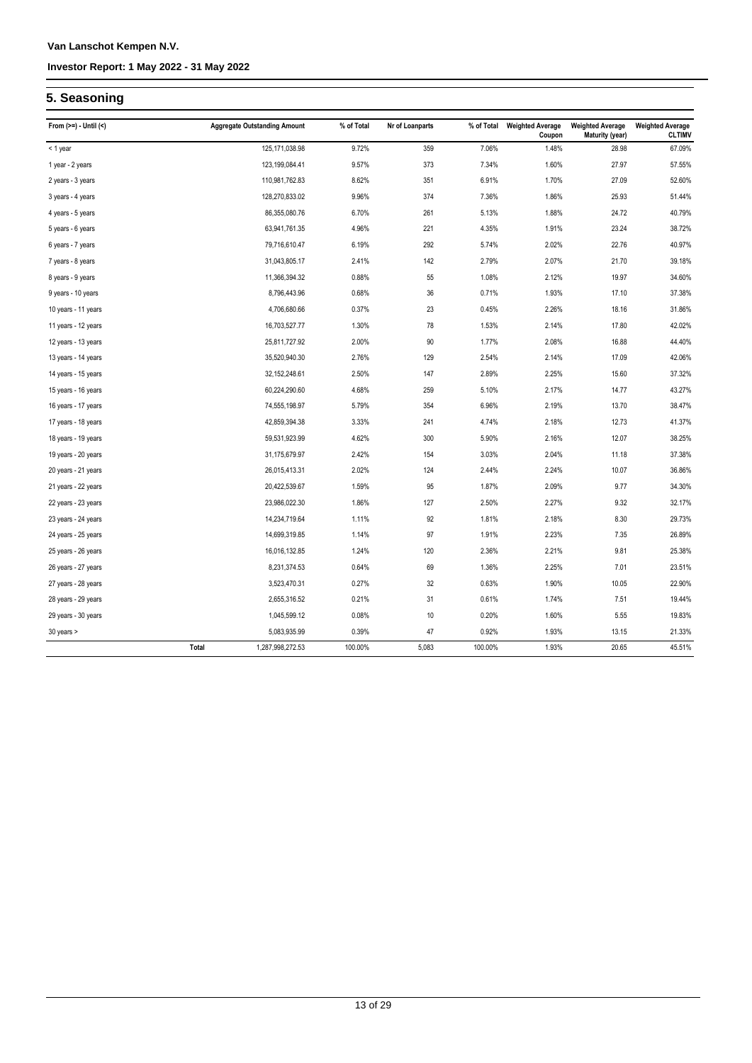## 5. Seasoning

| From (>=) - Until (<) | Aggregate Outstanding Amount | % of Total | Nr of Loanparts | % of Total | Weighted Average Coupon | Weighted Average Maturity (year) | Weighted Average CLTIMV |
|---|---|---|---|---|---|---|---|
| < 1 year | 125,171,038.98 | 9.72% | 359 | 7.06% | 1.48% | 28.98 | 67.09% |
| 1 year - 2 years | 123,199,084.41 | 9.57% | 373 | 7.34% | 1.60% | 27.97 | 57.55% |
| 2 years - 3 years | 110,981,762.83 | 8.62% | 351 | 6.91% | 1.70% | 27.09 | 52.60% |
| 3 years - 4 years | 128,270,833.02 | 9.96% | 374 | 7.36% | 1.86% | 25.93 | 51.44% |
| 4 years - 5 years | 86,355,080.76 | 6.70% | 261 | 5.13% | 1.88% | 24.72 | 40.79% |
| 5 years - 6 years | 63,941,761.35 | 4.96% | 221 | 4.35% | 1.91% | 23.24 | 38.72% |
| 6 years - 7 years | 79,716,610.47 | 6.19% | 292 | 5.74% | 2.02% | 22.76 | 40.97% |
| 7 years - 8 years | 31,043,805.17 | 2.41% | 142 | 2.79% | 2.07% | 21.70 | 39.18% |
| 8 years - 9 years | 11,366,394.32 | 0.88% | 55 | 1.08% | 2.12% | 19.97 | 34.60% |
| 9 years - 10 years | 8,796,443.96 | 0.68% | 36 | 0.71% | 1.93% | 17.10 | 37.38% |
| 10 years - 11 years | 4,706,680.66 | 0.37% | 23 | 0.45% | 2.26% | 18.16 | 31.86% |
| 11 years - 12 years | 16,703,527.77 | 1.30% | 78 | 1.53% | 2.14% | 17.80 | 42.02% |
| 12 years - 13 years | 25,811,727.92 | 2.00% | 90 | 1.77% | 2.08% | 16.88 | 44.40% |
| 13 years - 14 years | 35,520,940.30 | 2.76% | 129 | 2.54% | 2.14% | 17.09 | 42.06% |
| 14 years - 15 years | 32,152,248.61 | 2.50% | 147 | 2.89% | 2.25% | 15.60 | 37.32% |
| 15 years - 16 years | 60,224,290.60 | 4.68% | 259 | 5.10% | 2.17% | 14.77 | 43.27% |
| 16 years - 17 years | 74,555,198.97 | 5.79% | 354 | 6.96% | 2.19% | 13.70 | 38.47% |
| 17 years - 18 years | 42,859,394.38 | 3.33% | 241 | 4.74% | 2.18% | 12.73 | 41.37% |
| 18 years - 19 years | 59,531,923.99 | 4.62% | 300 | 5.90% | 2.16% | 12.07 | 38.25% |
| 19 years - 20 years | 31,175,679.97 | 2.42% | 154 | 3.03% | 2.04% | 11.18 | 37.38% |
| 20 years - 21 years | 26,015,413.31 | 2.02% | 124 | 2.44% | 2.24% | 10.07 | 36.86% |
| 21 years - 22 years | 20,422,539.67 | 1.59% | 95 | 1.87% | 2.09% | 9.77 | 34.30% |
| 22 years - 23 years | 23,986,022.30 | 1.86% | 127 | 2.50% | 2.27% | 9.32 | 32.17% |
| 23 years - 24 years | 14,234,719.64 | 1.11% | 92 | 1.81% | 2.18% | 8.30 | 29.73% |
| 24 years - 25 years | 14,699,319.85 | 1.14% | 97 | 1.91% | 2.23% | 7.35 | 26.89% |
| 25 years - 26 years | 16,016,132.85 | 1.24% | 120 | 2.36% | 2.21% | 9.81 | 25.38% |
| 26 years - 27 years | 8,231,374.53 | 0.64% | 69 | 1.36% | 2.25% | 7.01 | 23.51% |
| 27 years - 28 years | 3,523,470.31 | 0.27% | 32 | 0.63% | 1.90% | 10.05 | 22.90% |
| 28 years - 29 years | 2,655,316.52 | 0.21% | 31 | 0.61% | 1.74% | 7.51 | 19.44% |
| 29 years - 30 years | 1,045,599.12 | 0.08% | 10 | 0.20% | 1.60% | 5.55 | 19.83% |
| 30 years > | 5,083,935.99 | 0.39% | 47 | 0.92% | 1.93% | 13.15 | 21.33% |
| Total | 1,287,998,272.53 | 100.00% | 5,083 | 100.00% | 1.93% | 20.65 | 45.51% |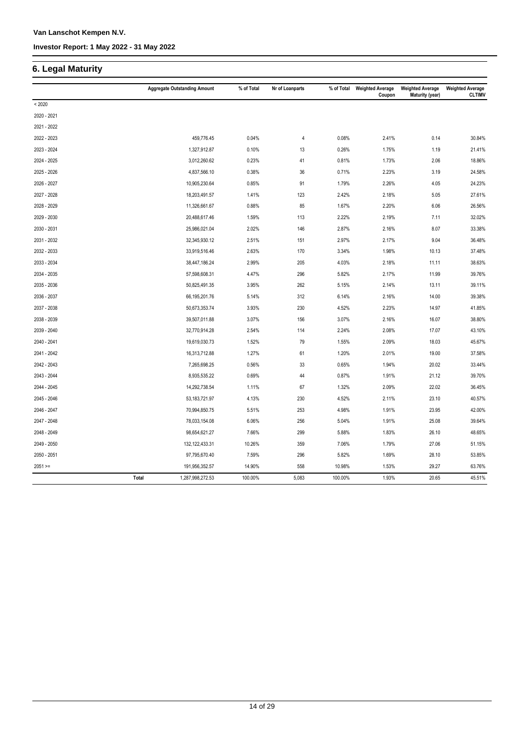## 6. Legal Maturity

| | Aggregate Outstanding Amount | % of Total | Nr of Loanparts | % of Total | Weighted Average Coupon | Weighted Average Maturity (year) | Weighted Average CLTIMV |
|---|---|---|---|---|---|---|---|
| < 2020 | | | | | | | |
| 2020 - 2021 | | | | | | | |
| 2021 - 2022 | | | | | | | |
| 2022 - 2023 | 459,776.45 | 0.04% | 4 | 0.08% | 2.41% | 0.14 | 30.84% |
| 2023 - 2024 | 1,327,912.87 | 0.10% | 13 | 0.26% | 1.75% | 1.19 | 21.41% |
| 2024 - 2025 | 3,012,260.62 | 0.23% | 41 | 0.81% | 1.73% | 2.06 | 18.86% |
| 2025 - 2026 | 4,837,566.10 | 0.38% | 36 | 0.71% | 2.23% | 3.19 | 24.58% |
| 2026 - 2027 | 10,905,230.64 | 0.85% | 91 | 1.79% | 2.26% | 4.05 | 24.23% |
| 2027 - 2028 | 18,203,491.57 | 1.41% | 123 | 2.42% | 2.18% | 5.05 | 27.61% |
| 2028 - 2029 | 11,326,661.67 | 0.88% | 85 | 1.67% | 2.20% | 6.06 | 26.56% |
| 2029 - 2030 | 20,488,617.46 | 1.59% | 113 | 2.22% | 2.19% | 7.11 | 32.02% |
| 2030 - 2031 | 25,986,021.04 | 2.02% | 146 | 2.87% | 2.16% | 8.07 | 33.38% |
| 2031 - 2032 | 32,345,930.12 | 2.51% | 151 | 2.97% | 2.17% | 9.04 | 36.48% |
| 2032 - 2033 | 33,919,516.46 | 2.63% | 170 | 3.34% | 1.98% | 10.13 | 37.48% |
| 2033 - 2034 | 38,447,186.24 | 2.99% | 205 | 4.03% | 2.18% | 11.11 | 38.63% |
| 2034 - 2035 | 57,598,608.31 | 4.47% | 296 | 5.82% | 2.17% | 11.99 | 39.76% |
| 2035 - 2036 | 50,825,491.35 | 3.95% | 262 | 5.15% | 2.14% | 13.11 | 39.11% |
| 2036 - 2037 | 66,195,201.76 | 5.14% | 312 | 6.14% | 2.16% | 14.00 | 39.38% |
| 2037 - 2038 | 50,673,353.74 | 3.93% | 230 | 4.52% | 2.23% | 14.97 | 41.85% |
| 2038 - 2039 | 39,507,011.88 | 3.07% | 156 | 3.07% | 2.16% | 16.07 | 38.80% |
| 2039 - 2040 | 32,770,914.28 | 2.54% | 114 | 2.24% | 2.08% | 17.07 | 43.10% |
| 2040 - 2041 | 19,619,030.73 | 1.52% | 79 | 1.55% | 2.09% | 18.03 | 45.67% |
| 2041 - 2042 | 16,313,712.88 | 1.27% | 61 | 1.20% | 2.01% | 19.00 | 37.58% |
| 2042 - 2043 | 7,265,698.25 | 0.56% | 33 | 0.65% | 1.94% | 20.02 | 33.44% |
| 2043 - 2044 | 8,935,535.22 | 0.69% | 44 | 0.87% | 1.91% | 21.12 | 39.70% |
| 2044 - 2045 | 14,292,738.54 | 1.11% | 67 | 1.32% | 2.09% | 22.02 | 36.45% |
| 2045 - 2046 | 53,183,721.97 | 4.13% | 230 | 4.52% | 2.11% | 23.10 | 40.57% |
| 2046 - 2047 | 70,994,850.75 | 5.51% | 253 | 4.98% | 1.91% | 23.95 | 42.00% |
| 2047 - 2048 | 78,033,154.08 | 6.06% | 256 | 5.04% | 1.91% | 25.08 | 39.64% |
| 2048 - 2049 | 98,654,621.27 | 7.66% | 299 | 5.88% | 1.83% | 26.10 | 48.65% |
| 2049 - 2050 | 132,122,433.31 | 10.26% | 359 | 7.06% | 1.79% | 27.06 | 51.15% |
| 2050 - 2051 | 97,795,670.40 | 7.59% | 296 | 5.82% | 1.69% | 28.10 | 53.85% |
| 2051 >= | 191,956,352.57 | 14.90% | 558 | 10.98% | 1.53% | 29.27 | 63.76% |
| Total | 1,287,998,272.53 | 100.00% | 5,083 | 100.00% | 1.93% | 20.65 | 45.51% |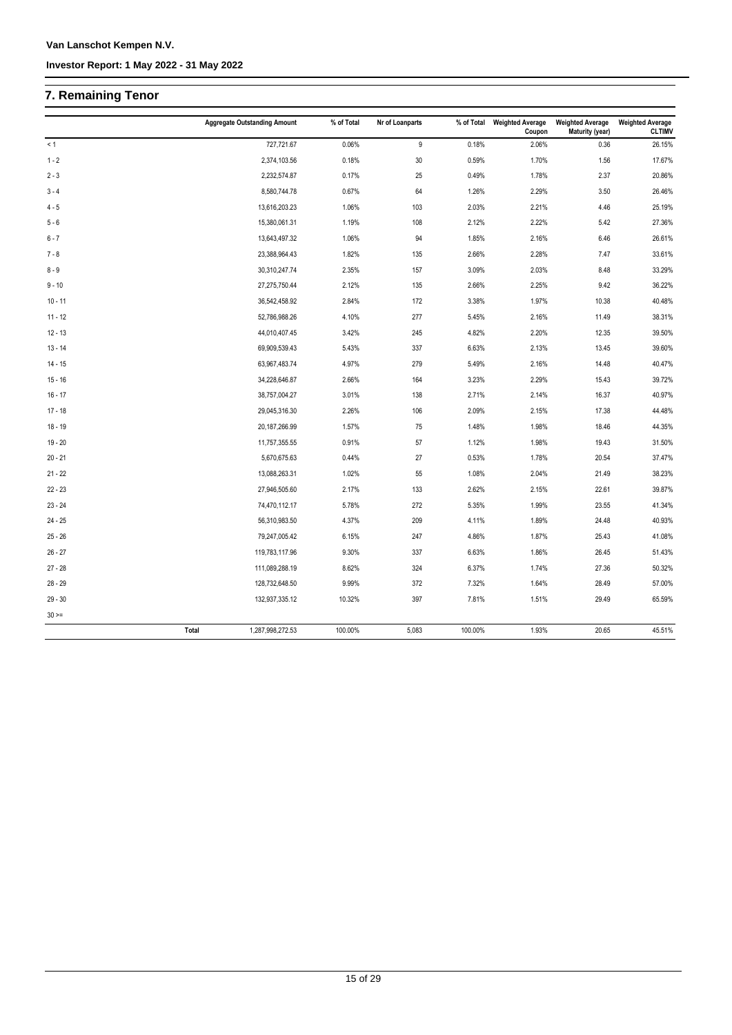## 7. Remaining Tenor

| | Aggregate Outstanding Amount | % of Total | Nr of Loanparts | % of Total | Weighted Average Coupon | Weighted Average Maturity (year) | Weighted Average CLTIMV |
|---|---|---|---|---|---|---|---|
| < 1 | 727,721.67 | 0.06% | 9 | 0.18% | 2.06% | 0.36 | 26.15% |
| 1 - 2 | 2,374,103.56 | 0.18% | 30 | 0.59% | 1.70% | 1.56 | 17.67% |
| 2 - 3 | 2,232,574.87 | 0.17% | 25 | 0.49% | 1.78% | 2.37 | 20.86% |
| 3 - 4 | 8,580,744.78 | 0.67% | 64 | 1.26% | 2.29% | 3.50 | 26.46% |
| 4 - 5 | 13,616,203.23 | 1.06% | 103 | 2.03% | 2.21% | 4.46 | 25.19% |
| 5 - 6 | 15,380,061.31 | 1.19% | 108 | 2.12% | 2.22% | 5.42 | 27.36% |
| 6 - 7 | 13,643,497.32 | 1.06% | 94 | 1.85% | 2.16% | 6.46 | 26.61% |
| 7 - 8 | 23,388,964.43 | 1.82% | 135 | 2.66% | 2.28% | 7.47 | 33.61% |
| 8 - 9 | 30,310,247.74 | 2.35% | 157 | 3.09% | 2.03% | 8.48 | 33.29% |
| 9 - 10 | 27,275,750.44 | 2.12% | 135 | 2.66% | 2.25% | 9.42 | 36.22% |
| 10 - 11 | 36,542,458.92 | 2.84% | 172 | 3.38% | 1.97% | 10.38 | 40.48% |
| 11 - 12 | 52,786,988.26 | 4.10% | 277 | 5.45% | 2.16% | 11.49 | 38.31% |
| 12 - 13 | 44,010,407.45 | 3.42% | 245 | 4.82% | 2.20% | 12.35 | 39.50% |
| 13 - 14 | 69,909,539.43 | 5.43% | 337 | 6.63% | 2.13% | 13.45 | 39.60% |
| 14 - 15 | 63,967,483.74 | 4.97% | 279 | 5.49% | 2.16% | 14.48 | 40.47% |
| 15 - 16 | 34,228,646.87 | 2.66% | 164 | 3.23% | 2.29% | 15.43 | 39.72% |
| 16 - 17 | 38,757,004.27 | 3.01% | 138 | 2.71% | 2.14% | 16.37 | 40.97% |
| 17 - 18 | 29,045,316.30 | 2.26% | 106 | 2.09% | 2.15% | 17.38 | 44.48% |
| 18 - 19 | 20,187,266.99 | 1.57% | 75 | 1.48% | 1.98% | 18.46 | 44.35% |
| 19 - 20 | 11,757,355.55 | 0.91% | 57 | 1.12% | 1.98% | 19.43 | 31.50% |
| 20 - 21 | 5,670,675.63 | 0.44% | 27 | 0.53% | 1.78% | 20.54 | 37.47% |
| 21 - 22 | 13,088,263.31 | 1.02% | 55 | 1.08% | 2.04% | 21.49 | 38.23% |
| 22 - 23 | 27,946,505.60 | 2.17% | 133 | 2.62% | 2.15% | 22.61 | 39.87% |
| 23 - 24 | 74,470,112.17 | 5.78% | 272 | 5.35% | 1.99% | 23.55 | 41.34% |
| 24 - 25 | 56,310,983.50 | 4.37% | 209 | 4.11% | 1.89% | 24.48 | 40.93% |
| 25 - 26 | 79,247,005.42 | 6.15% | 247 | 4.86% | 1.87% | 25.43 | 41.08% |
| 26 - 27 | 119,783,117.96 | 9.30% | 337 | 6.63% | 1.86% | 26.45 | 51.43% |
| 27 - 28 | 111,089,288.19 | 8.62% | 324 | 6.37% | 1.74% | 27.36 | 50.32% |
| 28 - 29 | 128,732,648.50 | 9.99% | 372 | 7.32% | 1.64% | 28.49 | 57.00% |
| 29 - 30 | 132,937,335.12 | 10.32% | 397 | 7.81% | 1.51% | 29.49 | 65.59% |
| 30 >= | | | | | | | |
| Total | 1,287,998,272.53 | 100.00% | 5,083 | 100.00% | 1.93% | 20.65 | 45.51% |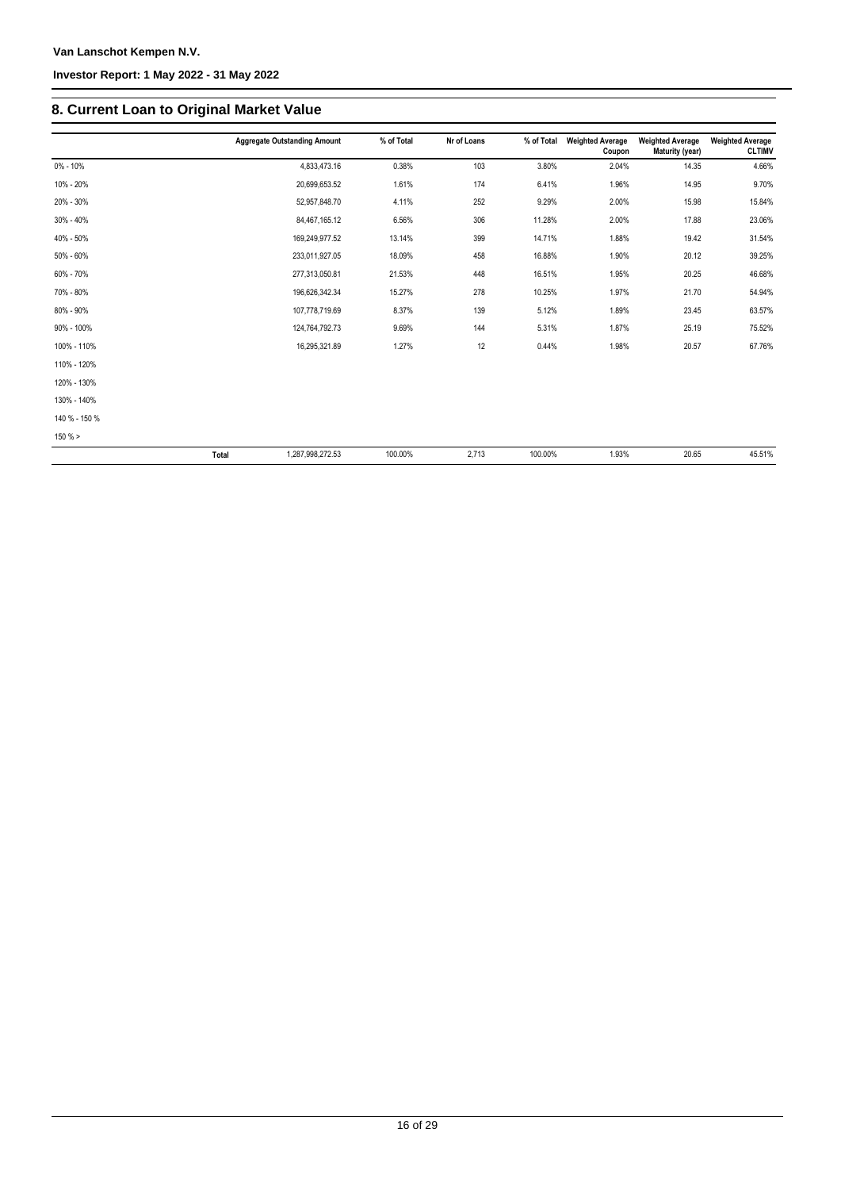## 8. Current Loan to Original Market Value

| | Aggregate Outstanding Amount | % of Total | Nr of Loans | % of Total | Weighted Average Coupon | Weighted Average Maturity (year) | Weighted Average CLTIMV |
|---|---|---|---|---|---|---|---|
| 0% - 10% | 4,833,473.16 | 0.38% | 103 | 3.80% | 2.04% | 14.35 | 4.66% |
| 10% - 20% | 20,699,653.52 | 1.61% | 174 | 6.41% | 1.96% | 14.95 | 9.70% |
| 20% - 30% | 52,957,848.70 | 4.11% | 252 | 9.29% | 2.00% | 15.98 | 15.84% |
| 30% - 40% | 84,467,165.12 | 6.56% | 306 | 11.28% | 2.00% | 17.88 | 23.06% |
| 40% - 50% | 169,249,977.52 | 13.14% | 399 | 14.71% | 1.88% | 19.42 | 31.54% |
| 50% - 60% | 233,011,927.05 | 18.09% | 458 | 16.88% | 1.90% | 20.12 | 39.25% |
| 60% - 70% | 277,313,050.81 | 21.53% | 448 | 16.51% | 1.95% | 20.25 | 46.68% |
| 70% - 80% | 196,626,342.34 | 15.27% | 278 | 10.25% | 1.97% | 21.70 | 54.94% |
| 80% - 90% | 107,778,719.69 | 8.37% | 139 | 5.12% | 1.89% | 23.45 | 63.57% |
| 90% - 100% | 124,764,792.73 | 9.69% | 144 | 5.31% | 1.87% | 25.19 | 75.52% |
| 100% - 110% | 16,295,321.89 | 1.27% | 12 | 0.44% | 1.98% | 20.57 | 67.76% |
| 110% - 120% | | | | | | | |
| 120% - 130% | | | | | | | |
| 130% - 140% | | | | | | | |
| 140 % - 150 % | | | | | | | |
| 150 % > | | | | | | | |
| Total | 1,287,998,272.53 | 100.00% | 2,713 | 100.00% | 1.93% | 20.65 | 45.51% |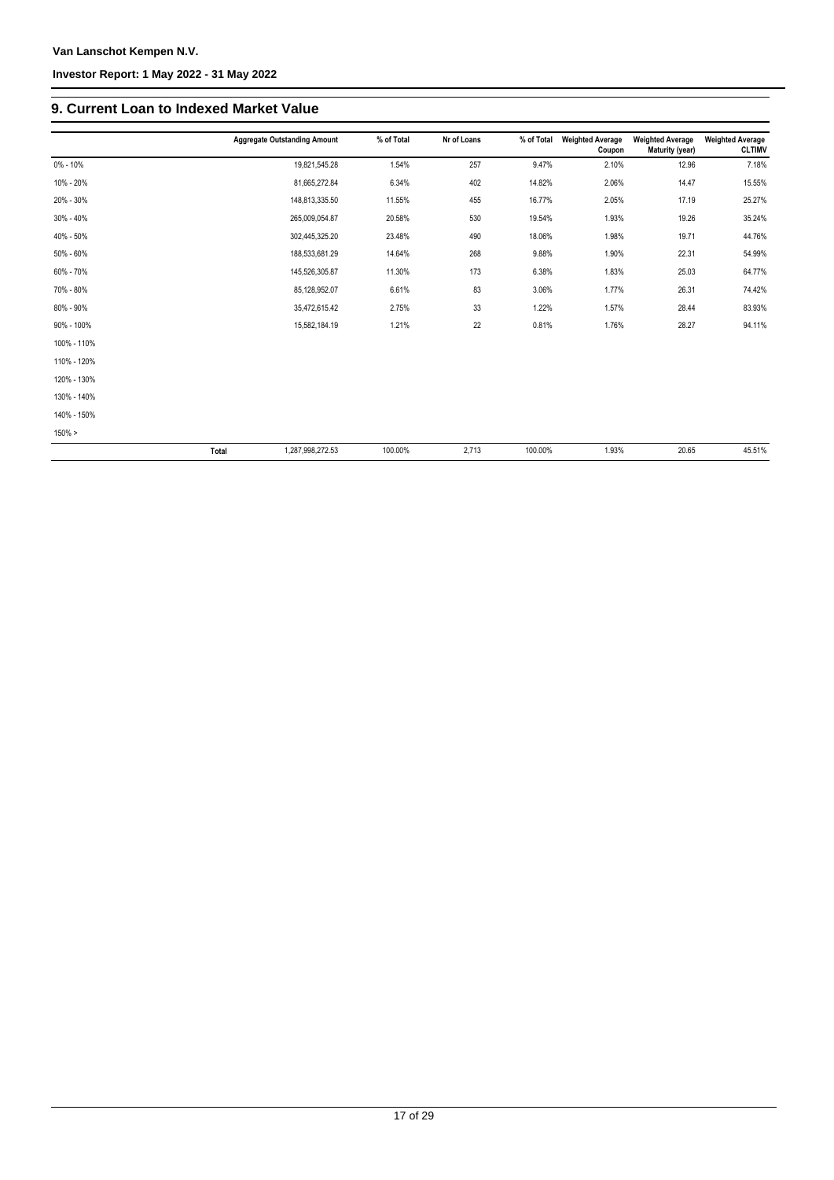## 9. Current Loan to Indexed Market Value

| | Aggregate Outstanding Amount | % of Total | Nr of Loans | % of Total | Weighted Average Coupon | Weighted Average Maturity (year) | Weighted Average CLTIMV |
|---|---|---|---|---|---|---|---|
| 0% - 10% | 19,821,545.28 | 1.54% | 257 | 9.47% | 2.10% | 12.96 | 7.18% |
| 10% - 20% | 81,665,272.84 | 6.34% | 402 | 14.82% | 2.06% | 14.47 | 15.55% |
| 20% - 30% | 148,813,335.50 | 11.55% | 455 | 16.77% | 2.05% | 17.19 | 25.27% |
| 30% - 40% | 265,009,054.87 | 20.58% | 530 | 19.54% | 1.93% | 19.26 | 35.24% |
| 40% - 50% | 302,445,325.20 | 23.48% | 490 | 18.06% | 1.98% | 19.71 | 44.76% |
| 50% - 60% | 188,533,681.29 | 14.64% | 268 | 9.88% | 1.90% | 22.31 | 54.99% |
| 60% - 70% | 145,526,305.87 | 11.30% | 173 | 6.38% | 1.83% | 25.03 | 64.77% |
| 70% - 80% | 85,128,952.07 | 6.61% | 83 | 3.06% | 1.77% | 26.31 | 74.42% |
| 80% - 90% | 35,472,615.42 | 2.75% | 33 | 1.22% | 1.57% | 28.44 | 83.93% |
| 90% - 100% | 15,582,184.19 | 1.21% | 22 | 0.81% | 1.76% | 28.27 | 94.11% |
| 100% - 110% | | | | | | | |
| 110% - 120% | | | | | | | |
| 120% - 130% | | | | | | | |
| 130% - 140% | | | | | | | |
| 140% - 150% | | | | | | | |
| 150% > | | | | | | | |
| Total | 1,287,998,272.53 | 100.00% | 2,713 | 100.00% | 1.93% | 20.65 | 45.51% |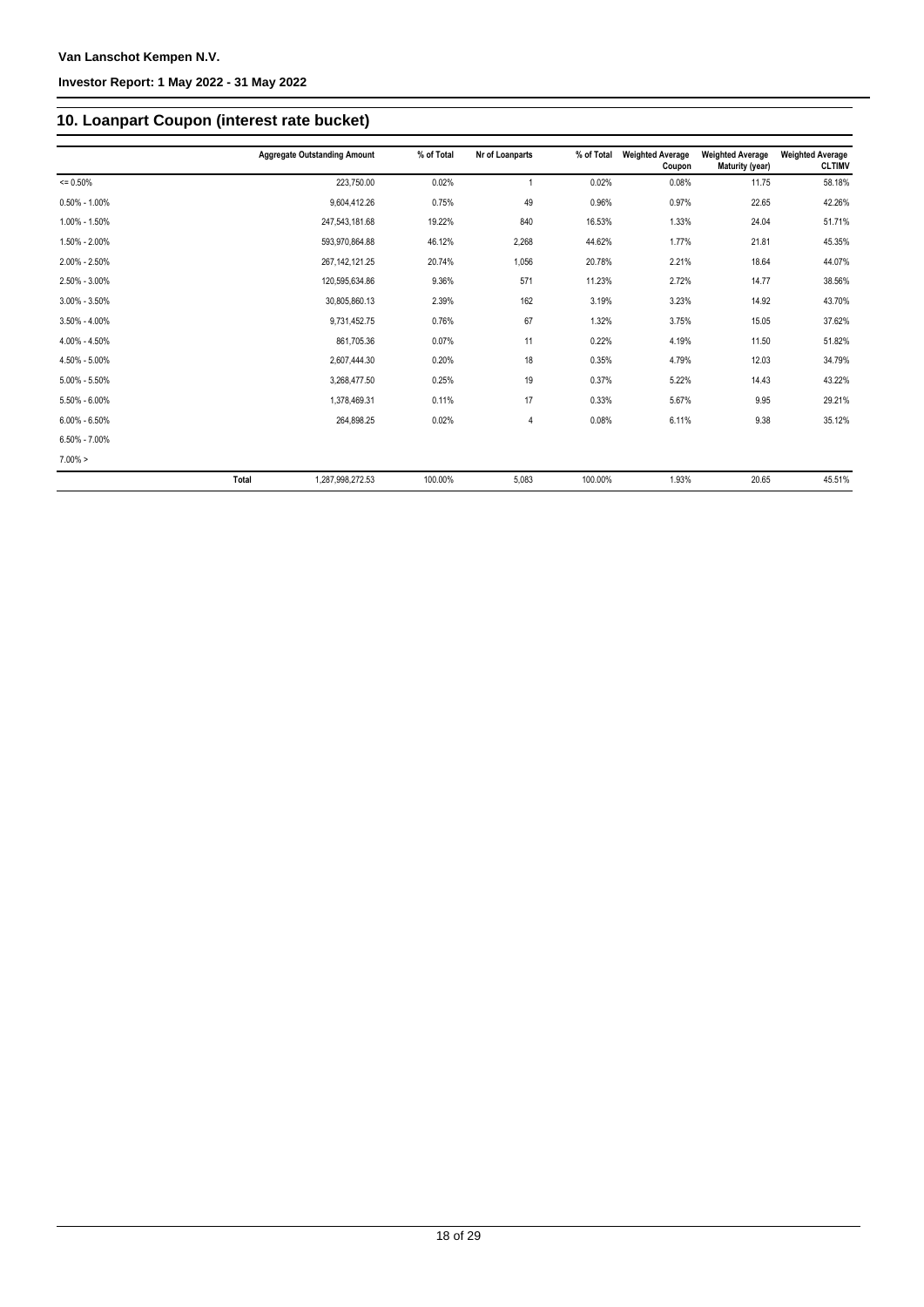## 10. Loanpart Coupon (interest rate bucket)

| | Aggregate Outstanding Amount | % of Total | Nr of Loanparts | % of Total | Weighted Average Coupon | Weighted Average Maturity (year) | Weighted Average CLTIMV |
|---|---|---|---|---|---|---|---|
| <= 0.50% | 223,750.00 | 0.02% | 1 | 0.02% | 0.08% | 11.75 | 58.18% |
| 0.50% - 1.00% | 9,604,412.26 | 0.75% | 49 | 0.96% | 0.97% | 22.65 | 42.26% |
| 1.00% - 1.50% | 247,543,181.68 | 19.22% | 840 | 16.53% | 1.33% | 24.04 | 51.71% |
| 1.50% - 2.00% | 593,970,864.88 | 46.12% | 2,268 | 44.62% | 1.77% | 21.81 | 45.35% |
| 2.00% - 2.50% | 267,142,121.25 | 20.74% | 1,056 | 20.78% | 2.21% | 18.64 | 44.07% |
| 2.50% - 3.00% | 120,595,634.86 | 9.36% | 571 | 11.23% | 2.72% | 14.77 | 38.56% |
| 3.00% - 3.50% | 30,805,860.13 | 2.39% | 162 | 3.19% | 3.23% | 14.92 | 43.70% |
| 3.50% - 4.00% | 9,731,452.75 | 0.76% | 67 | 1.32% | 3.75% | 15.05 | 37.62% |
| 4.00% - 4.50% | 861,705.36 | 0.07% | 11 | 0.22% | 4.19% | 11.50 | 51.82% |
| 4.50% - 5.00% | 2,607,444.30 | 0.20% | 18 | 0.35% | 4.79% | 12.03 | 34.79% |
| 5.00% - 5.50% | 3,268,477.50 | 0.25% | 19 | 0.37% | 5.22% | 14.43 | 43.22% |
| 5.50% - 6.00% | 1,378,469.31 | 0.11% | 17 | 0.33% | 5.67% | 9.95 | 29.21% |
| 6.00% - 6.50% | 264,898.25 | 0.02% | 4 | 0.08% | 6.11% | 9.38 | 35.12% |
| 6.50% - 7.00% | | | | | | | |
| 7.00% > | | | | | | | |
| Total | 1,287,998,272.53 | 100.00% | 5,083 | 100.00% | 1.93% | 20.65 | 45.51% |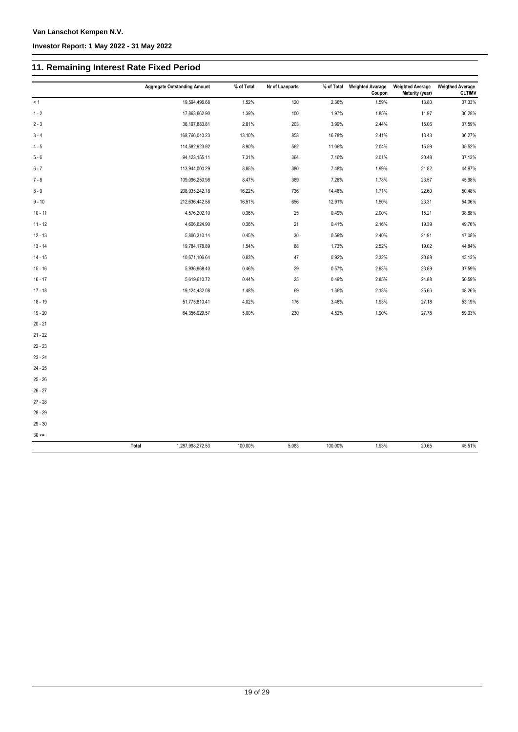## 11. Remaining Interest Rate Fixed Period

| | Aggregate Outstanding Amount | % of Total | Nr of Loanparts | % of Total | Weighted Avarage Coupon | Weighted Average Maturity (year) | Weigthed Average CLTIMV |
|---|---|---|---|---|---|---|---|
| < 1 | 19,594,496.68 | 1.52% | 120 | 2.36% | 1.59% | 13.80 | 37.33% |
| 1 - 2 | 17,863,662.90 | 1.39% | 100 | 1.97% | 1.85% | 11.97 | 36.28% |
| 2 - 3 | 36,197,883.81 | 2.81% | 203 | 3.99% | 2.44% | 15.06 | 37.59% |
| 3 - 4 | 168,766,040.23 | 13.10% | 853 | 16.78% | 2.41% | 13.43 | 36.27% |
| 4 - 5 | 114,582,923.92 | 8.90% | 562 | 11.06% | 2.04% | 15.59 | 35.52% |
| 5 - 6 | 94,123,155.11 | 7.31% | 364 | 7.16% | 2.01% | 20.48 | 37.13% |
| 6 - 7 | 113,944,000.29 | 8.85% | 380 | 7.48% | 1.99% | 21.82 | 44.97% |
| 7 - 8 | 109,096,250.98 | 8.47% | 369 | 7.26% | 1.78% | 23.57 | 45.98% |
| 8 - 9 | 208,935,242.18 | 16.22% | 736 | 14.48% | 1.71% | 22.60 | 50.48% |
| 9 - 10 | 212,636,442.58 | 16.51% | 656 | 12.91% | 1.50% | 23.31 | 54.06% |
| 10 - 11 | 4,576,202.10 | 0.36% | 25 | 0.49% | 2.00% | 15.21 | 38.88% |
| 11 - 12 | 4,606,624.90 | 0.36% | 21 | 0.41% | 2.16% | 19.39 | 49.76% |
| 12 - 13 | 5,806,310.14 | 0.45% | 30 | 0.59% | 2.40% | 21.91 | 47.08% |
| 13 - 14 | 19,784,178.89 | 1.54% | 88 | 1.73% | 2.52% | 19.02 | 44.84% |
| 14 - 15 | 10,671,106.64 | 0.83% | 47 | 0.92% | 2.32% | 20.88 | 43.13% |
| 15 - 16 | 5,936,968.40 | 0.46% | 29 | 0.57% | 2.93% | 23.89 | 37.59% |
| 16 - 17 | 5,619,610.72 | 0.44% | 25 | 0.49% | 2.85% | 24.88 | 50.59% |
| 17 - 18 | 19,124,432.08 | 1.48% | 69 | 1.36% | 2.18% | 25.66 | 48.26% |
| 18 - 19 | 51,775,810.41 | 4.02% | 176 | 3.46% | 1.93% | 27.18 | 53.19% |
| 19 - 20 | 64,356,929.57 | 5.00% | 230 | 4.52% | 1.90% | 27.78 | 59.03% |
| 20 - 21 | | | | | | | |
| 21 - 22 | | | | | | | |
| 22 - 23 | | | | | | | |
| 23 - 24 | | | | | | | |
| 24 - 25 | | | | | | | |
| 25 - 26 | | | | | | | |
| 26 - 27 | | | | | | | |
| 27 - 28 | | | | | | | |
| 28 - 29 | | | | | | | |
| 29 - 30 | | | | | | | |
| 30 >= | | | | | | | |
| Total | 1,287,998,272.53 | 100.00% | 5,083 | 100.00% | 1.93% | 20.65 | 45.51% |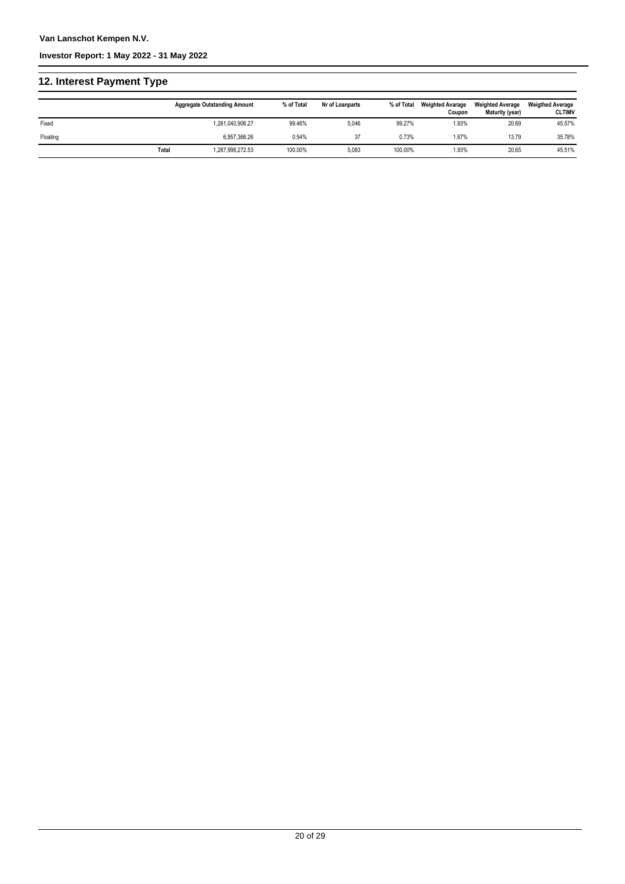## 12. Interest Payment Type

| | Aggregate Outstanding Amount | % of Total | Nr of Loanparts | % of Total | Weighted Avarage Coupon | Weighted Average Maturity (year) | Weigthed Average CLTIMV |
|---|---|---|---|---|---|---|---|
| Fixed | 1,281,040,906.27 | 99.46% | 5,046 | 99.27% | 1.93% | 20.69 | 45.57% |
| Floating | 6,957,366.26 | 0.54% | 37 | 0.73% | 1.87% | 13.79 | 35.78% |
| **Total** | 1,287,998,272.53 | 100.00% | 5,083 | 100.00% | 1.93% | 20.65 | 45.51% |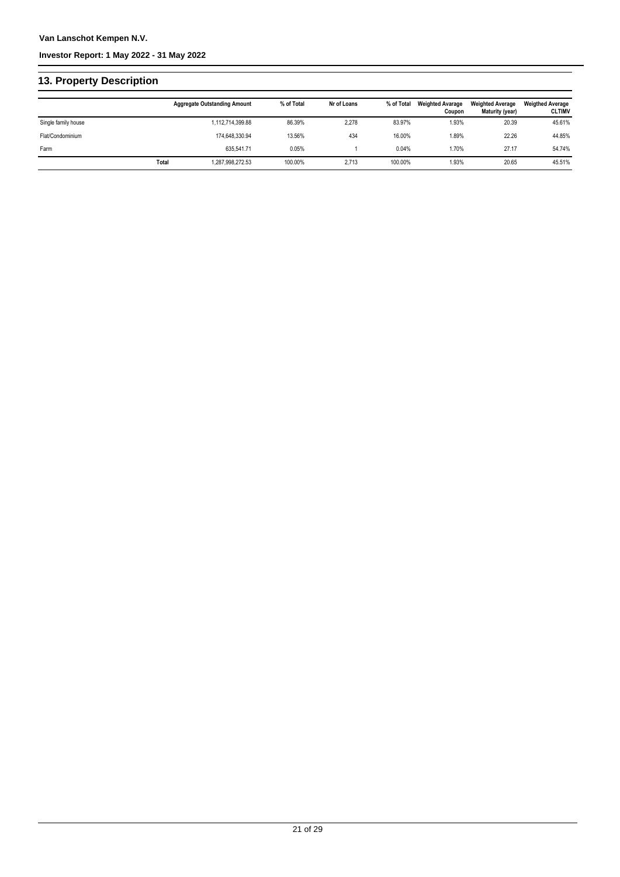## 13. Property Description

| | Aggregate Outstanding Amount | % of Total | Nr of Loans | % of Total | Weighted Avarage Coupon | Weighted Average Maturity (year) | Weigthed Average CLTIMV |
|---|---|---|---|---|---|---|---|
| Single family house | 1,112,714,399.88 | 86.39% | 2,278 | 83.97% | 1.93% | 20.39 | 45.61% |
| Flat/Condominium | 174,648,330.94 | 13.56% | 434 | 16.00% | 1.89% | 22.26 | 44.85% |
| Farm | 635,541.71 | 0.05% | 1 | 0.04% | 1.70% | 27.17 | 54.74% |
| Total | 1,287,998,272.53 | 100.00% | 2,713 | 100.00% | 1.93% | 20.65 | 45.51% |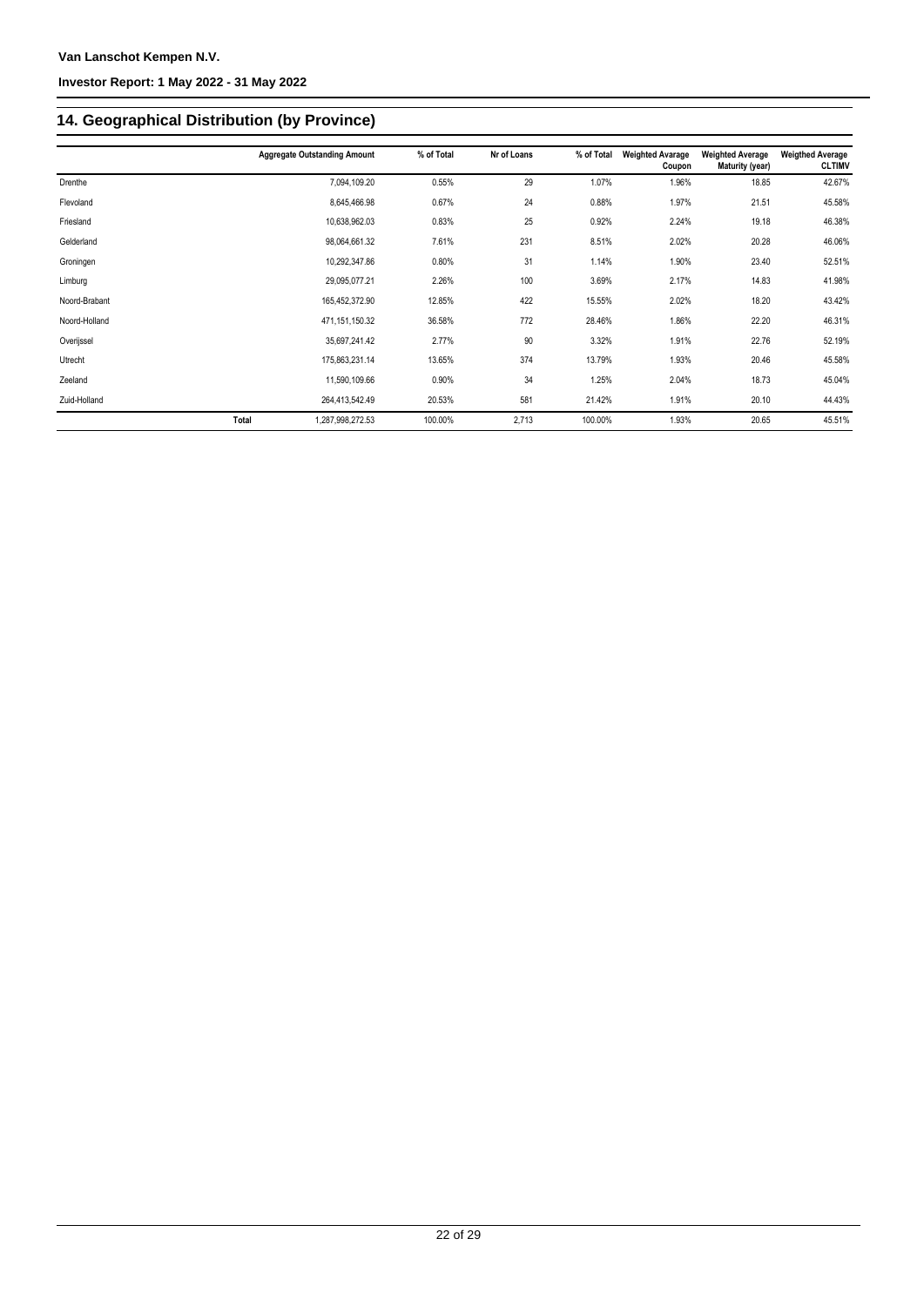## 14. Geographical Distribution (by Province)

| | Aggregate Outstanding Amount | % of Total | Nr of Loans | % of Total | Weighted Avarage Coupon | Weighted Average Maturity (year) | Weigthed Average CLTIMV |
|---|---|---|---|---|---|---|---|
| Drenthe | 7,094,109.20 | 0.55% | 29 | 1.07% | 1.96% | 18.85 | 42.67% |
| Flevoland | 8,645,466.98 | 0.67% | 24 | 0.88% | 1.97% | 21.51 | 45.58% |
| Friesland | 10,638,962.03 | 0.83% | 25 | 0.92% | 2.24% | 19.18 | 46.38% |
| Gelderland | 98,064,661.32 | 7.61% | 231 | 8.51% | 2.02% | 20.28 | 46.06% |
| Groningen | 10,292,347.86 | 0.80% | 31 | 1.14% | 1.90% | 23.40 | 52.51% |
| Limburg | 29,095,077.21 | 2.26% | 100 | 3.69% | 2.17% | 14.83 | 41.98% |
| Noord-Brabant | 165,452,372.90 | 12.85% | 422 | 15.55% | 2.02% | 18.20 | 43.42% |
| Noord-Holland | 471,151,150.32 | 36.58% | 772 | 28.46% | 1.86% | 22.20 | 46.31% |
| Overijssel | 35,697,241.42 | 2.77% | 90 | 3.32% | 1.91% | 22.76 | 52.19% |
| Utrecht | 175,863,231.14 | 13.65% | 374 | 13.79% | 1.93% | 20.46 | 45.58% |
| Zeeland | 11,590,109.66 | 0.90% | 34 | 1.25% | 2.04% | 18.73 | 45.04% |
| Zuid-Holland | 264,413,542.49 | 20.53% | 581 | 21.42% | 1.91% | 20.10 | 44.43% |
| Total | 1,287,998,272.53 | 100.00% | 2,713 | 100.00% | 1.93% | 20.65 | 45.51% |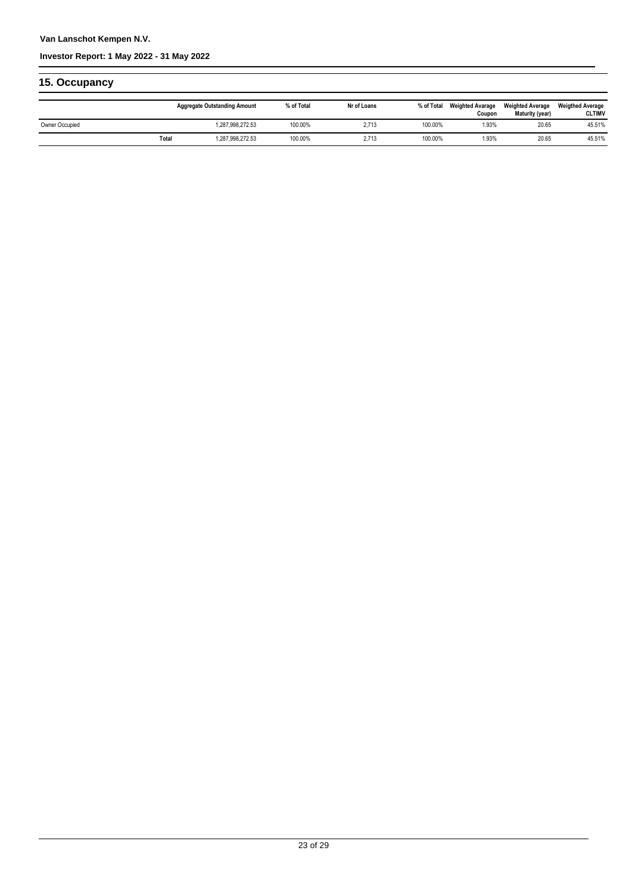## 15. Occupancy

| | Aggregate Outstanding Amount | % of Total | Nr of Loans | % of Total | Weighted Avarage Coupon | Weighted Average Maturity (year) | Weigthed Average CLTIMV |
|---|---|---|---|---|---|---|---|
| Owner Occupied | 1,287,998,272.53 | 100.00% | 2,713 | 100.00% | 1.93% | 20.65 | 45.51% |
| **Total** | 1,287,998,272.53 | 100.00% | 2,713 | 100.00% | 1.93% | 20.65 | 45.51% |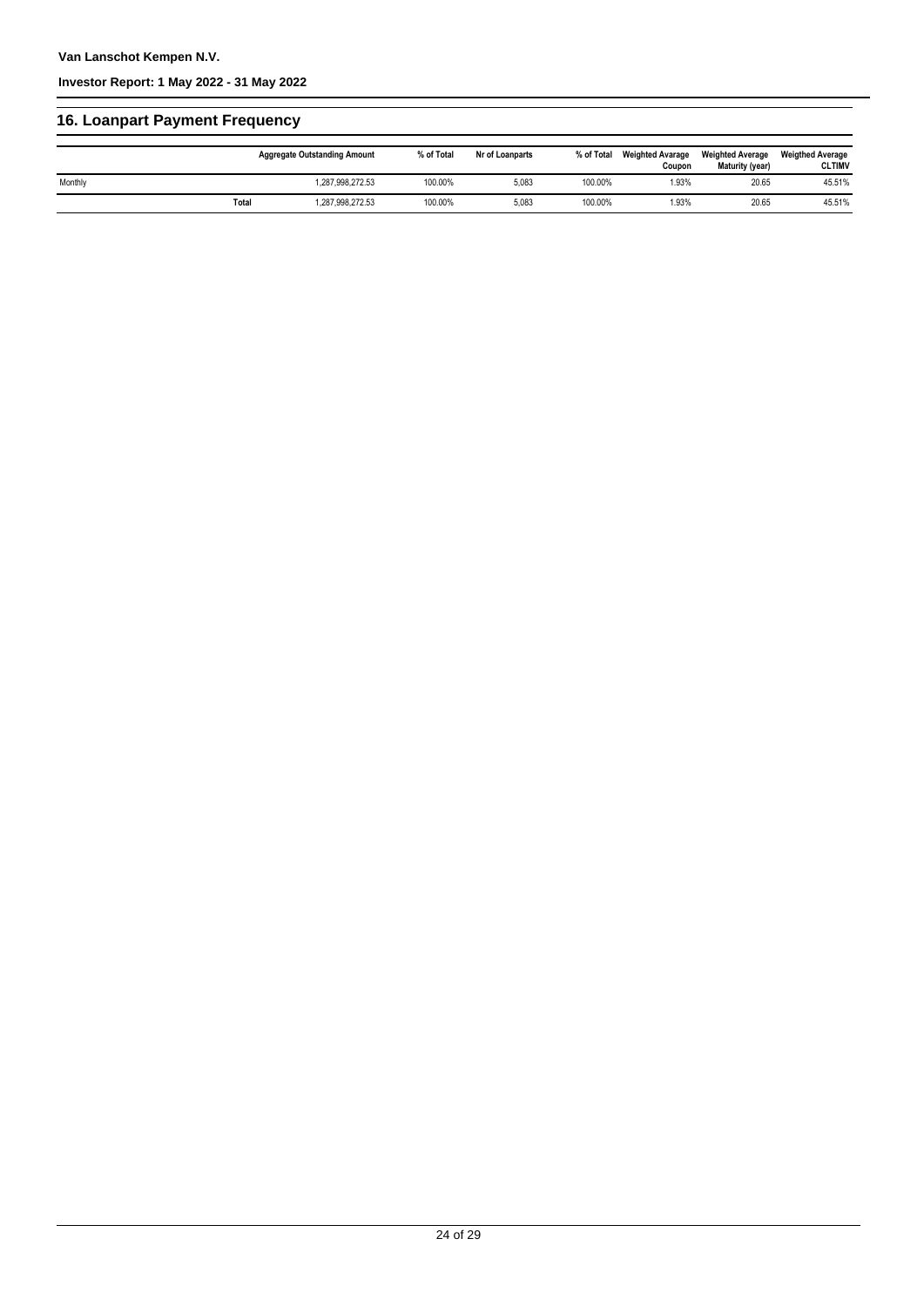## 16. Loanpart Payment Frequency

| | Aggregate Outstanding Amount | % of Total | Nr of Loanparts | % of Total | Weighted Avarage Coupon | Weighted Average Maturity (year) | Weigthed Average CLTIMV |
|---|---|---|---|---|---|---|---|
| Monthly | 1,287,998,272.53 | 100.00% | 5,083 | 100.00% | 1.93% | 20.65 | 45.51% |
| Total | 1,287,998,272.53 | 100.00% | 5,083 | 100.00% | 1.93% | 20.65 | 45.51% |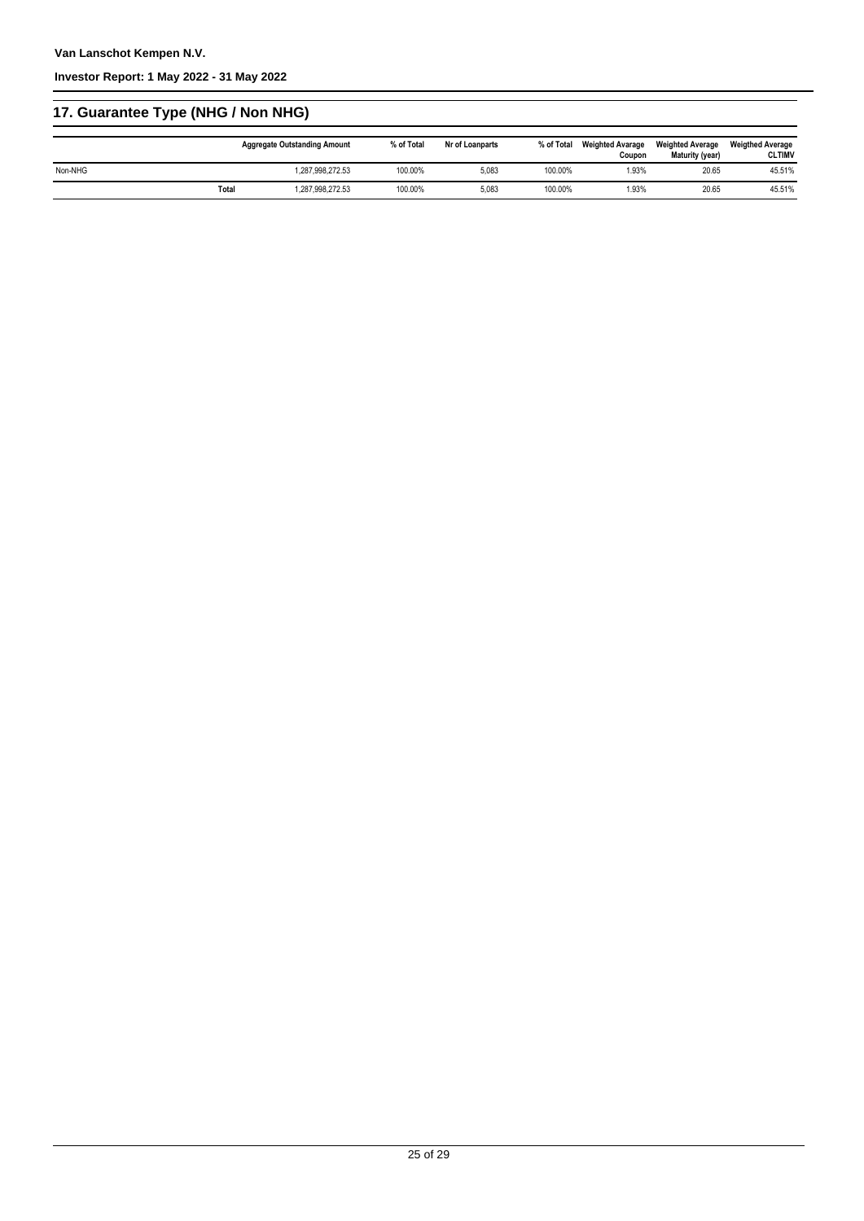## 17. Guarantee Type (NHG / Non NHG)

| | Aggregate Outstanding Amount | % of Total | Nr of Loanparts | % of Total | Weighted Avarage Coupon | Weighted Average Maturity (year) | Weigthed Average CLTIMV |
|---|---|---|---|---|---|---|---|
| Non-NHG | 1,287,998,272.53 | 100.00% | 5,083 | 100.00% | 1.93% | 20.65 | 45.51% |
| **Total** | 1,287,998,272.53 | 100.00% | 5,083 | 100.00% | 1.93% | 20.65 | 45.51% |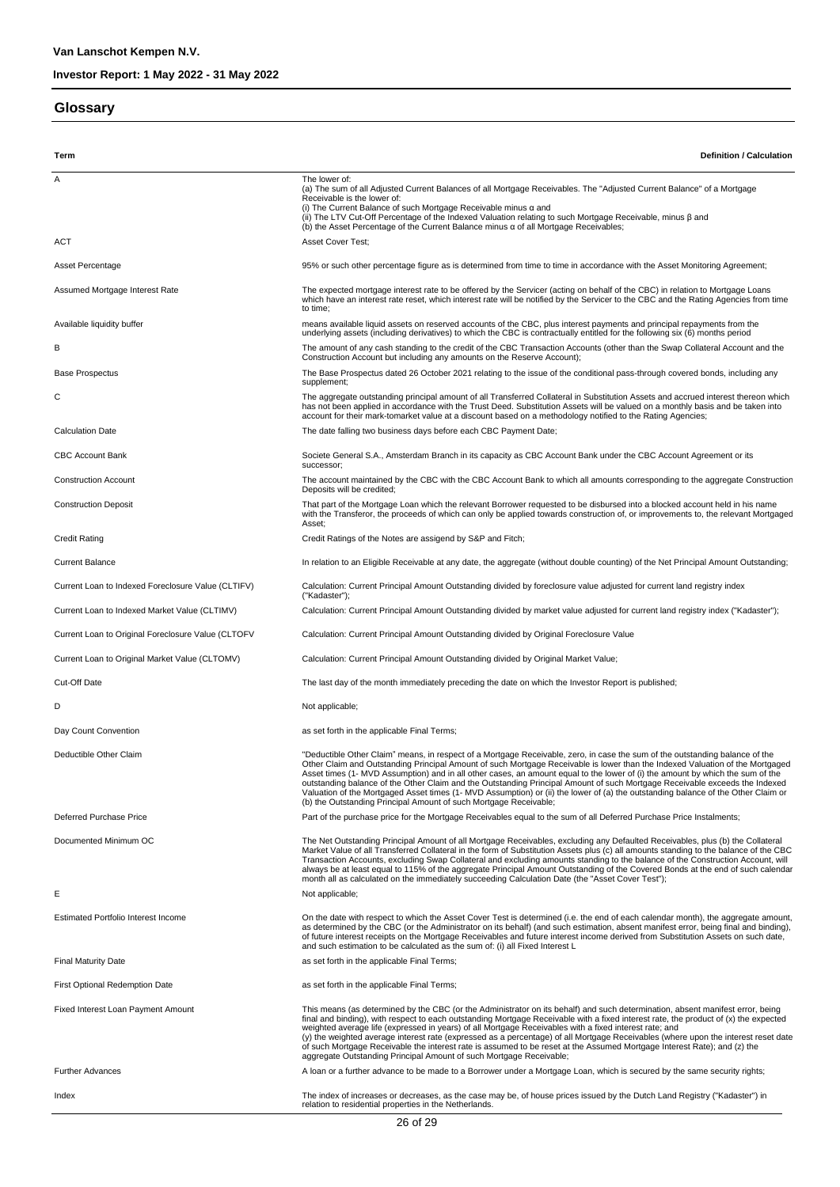**Van Lanschot Kempen N.V.**

**Investor Report: 1 May 2022 - 31 May 2022**

## Glossary

| Term | Definition / Calculation |
|---|---|
| A | The lower of:<br>(a) The sum of all Adjusted Current Balances of all Mortgage Receivables. The "Adjusted Current Balance" of a Mortgage Receivable is the lower of:<br>(i) The Current Balance of such Mortgage Receivable minus α and<br>(ii) The LTV Cut-Off Percentage of the Indexed Valuation relating to such Mortgage Receivable, minus β and<br>(b) the Asset Percentage of the Current Balance minus α of all Mortgage Receivables; |
| ACT | Asset Cover Test; |
| Asset Percentage | 95% or such other percentage figure as is determined from time to time in accordance with the Asset Monitoring Agreement; |
| Assumed Mortgage Interest Rate | The expected mortgage interest rate to be offered by the Servicer (acting on behalf of the CBC) in relation to Mortgage Loans which have an interest rate reset, which interest rate will be notified by the Servicer to the CBC and the Rating Agencies from time to time; |
| Available liquidity buffer | means available liquid assets on reserved accounts of the CBC, plus interest payments and principal repayments from the underlying assets (including derivatives) to which the CBC is contractually entitled for the following six (6) months period |
| B | The amount of any cash standing to the credit of the CBC Transaction Accounts (other than the Swap Collateral Account and the Construction Account but including any amounts on the Reserve Account); |
| Base Prospectus | The Base Prospectus dated 26 October 2021 relating to the issue of the conditional pass-through covered bonds, including any supplement; |
| C | The aggregate outstanding principal amount of all Transferred Collateral in Substitution Assets and accrued interest thereon which has not been applied in accordance with the Trust Deed. Substitution Assets will be valued on a monthly basis and be taken into account for their mark-tomarket value at a discount based on a methodology notified to the Rating Agencies; |
| Calculation Date | The date falling two business days before each CBC Payment Date; |
| CBC Account Bank | Societe General S.A., Amsterdam Branch in its capacity as CBC Account Bank under the CBC Account Agreement or its successor; |
| Construction Account | The account maintained by the CBC with the CBC Account Bank to which all amounts corresponding to the aggregate Construction Deposits will be credited; |
| Construction Deposit | That part of the Mortgage Loan which the relevant Borrower requested to be disbursed into a blocked account held in his name with the Transferor, the proceeds of which can only be applied towards construction of, or improvements to, the relevant Mortgaged Asset; |
| Credit Rating | Credit Ratings of the Notes are assigend by S&P and Fitch; |
| Current Balance | In relation to an Eligible Receivable at any date, the aggregate (without double counting) of the Net Principal Amount Outstanding; |
| Current Loan to Indexed Foreclosure Value (CLTIFV) | Calculation: Current Principal Amount Outstanding divided by foreclosure value adjusted for current land registry index ("Kadaster"); |
| Current Loan to Indexed Market Value (CLTIMV) | Calculation: Current Principal Amount Outstanding divided by market value adjusted for current land registry index ("Kadaster"); |
| Current Loan to Original Foreclosure Value (CLTOFV | Calculation: Current Principal Amount Outstanding divided by Original Foreclosure Value |
| Current Loan to Original Market Value (CLTOMV) | Calculation: Current Principal Amount Outstanding divided by Original Market Value; |
| Cut-Off Date | The last day of the month immediately preceding the date on which the Investor Report is published; |
| D | Not applicable; |
| Day Count Convention | as set forth in the applicable Final Terms; |
| Deductible Other Claim | "Deductible Other Claim" means, in respect of a Mortgage Receivable, zero, in case the sum of the outstanding balance of the Other Claim and Outstanding Principal Amount of such Mortgage Receivable is lower than the Indexed Valuation of the Mortgaged Asset times (1- MVD Assumption) and in all other cases, an amount equal to the lower of (i) the amount by which the sum of the outstanding balance of the Other Claim and the Outstanding Principal Amount of such Mortgage Receivable exceeds the Indexed Valuation of the Mortgaged Asset times (1- MVD Assumption) or (ii) the lower of (a) the outstanding balance of the Other Claim or (b) the Outstanding Principal Amount of such Mortgage Receivable; |
| Deferred Purchase Price | Part of the purchase price for the Mortgage Receivables equal to the sum of all Deferred Purchase Price Instalments; |
| Documented Minimum OC | The Net Outstanding Principal Amount of all Mortgage Receivables, excluding any Defaulted Receivables, plus (b) the Collateral Market Value of all Transferred Collateral in the form of Substitution Assets plus (c) all amounts standing to the balance of the CBC Transaction Accounts, excluding Swap Collateral and excluding amounts standing to the balance of the Construction Account, will always be at least equal to 115% of the aggregate Principal Amount Outstanding of the Covered Bonds at the end of such calendar month all as calculated on the immediately succeeding Calculation Date (the "Asset Cover Test"); |
| E | Not applicable; |
| Estimated Portfolio Interest Income | On the date with respect to which the Asset Cover Test is determined (i.e. the end of each calendar month), the aggregate amount, as determined by the CBC (or the Administrator on its behalf) (and such estimation, absent manifest error, being final and binding), of future interest receipts on the Mortgage Receivables and future interest income derived from Substitution Assets on such date, and such estimation to be calculated as the sum of: (i) all Fixed Interest L |
| Final Maturity Date | as set forth in the applicable Final Terms; |
| First Optional Redemption Date | as set forth in the applicable Final Terms; |
| Fixed Interest Loan Payment Amount | This means (as determined by the CBC (or the Administrator on its behalf) and such determination, absent manifest error, being final and binding), with respect to each outstanding Mortgage Receivable with a fixed interest rate, the product of (x) the expected weighted average life (expressed in years) of all Mortgage Receivables with a fixed interest rate; and<br>(y) the weighted average interest rate (expressed as a percentage) of all Mortgage Receivables (where upon the interest reset date of such Mortgage Receivable the interest rate is assumed to be reset at the Assumed Mortgage Interest Rate); and (z) the aggregate Outstanding Principal Amount of such Mortgage Receivable; |
| Further Advances | A loan or a further advance to be made to a Borrower under a Mortgage Loan, which is secured by the same security rights; |
| Index | The index of increases or decreases, as the case may be, of house prices issued by the Dutch Land Registry ("Kadaster") in relation to residential properties in the Netherlands. |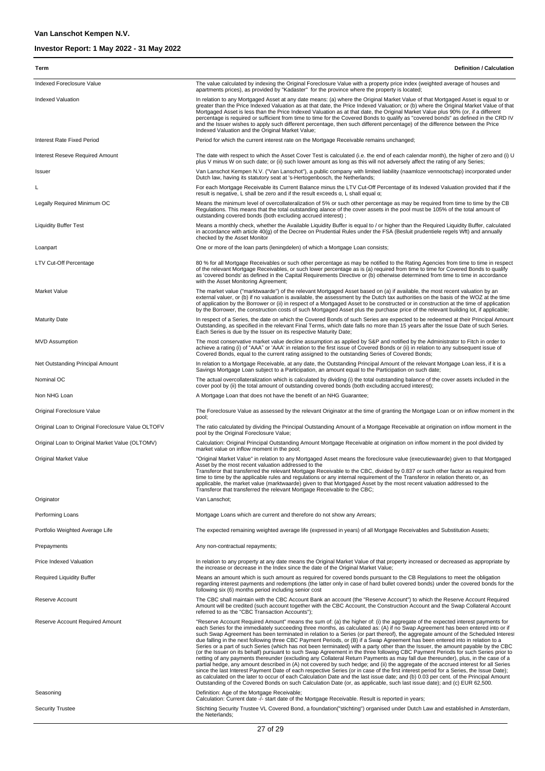| Term | Definition / Calculation |
|---|---|
| Indexed Foreclosure Value | The value calculated by indexing the Original Foreclosure Value with a property price index (weighted average of houses and apartments prices), as provided by "Kadaster" for the province where the property is located; |
| Indexed Valuation | In relation to any Mortgaged Asset at any date means: (a) where the Original Market Value of that Mortgaged Asset is equal to or greater than the Price Indexed Valuation as at that date, the Price Indexed Valuation; or (b) where the Original Market Value of that Mortgaged Asset is less than the Price Indexed Valuation as at that date, the Original Market Value plus 90% (or, if a different percentage is required or sufficient from time to time for the Covered Bonds to qualify as "covered bonds" as defined in the CRD IV and the Issuer wishes to apply such different percentage, then such different percentage) of the difference between the Price Indexed Valuation and the Original Market Value; |
| Interest Rate Fixed Period | Period for which the current interest rate on the Mortgage Receivable remains unchanged; |
| Interest Reseve Required Amount | The date with respect to which the Asset Cover Test is calculated (i.e. the end of each calendar month), the higher of zero and (i) U plus V minus W on such date; or (ii) such lower amount as long as this will not adversely affect the rating of any Series; |
| Issuer | Van Lanschot Kempen N.V. ("Van Lanschot"), a public company with limited liability (naamloze vennootschap) incorporated under Dutch law, having its statutory seat at 's-Hertogenbosch, the Netherlands; |
| L | For each Mortgage Receivable its Current Balance minus the LTV Cut-Off Percentage of its Indexed Valuation provided that if the result is negative, L shall be zero and if the result exceeds α, L shall equal α; |
| Legally Required Minimum OC | Means the minimum level of overcollateralization of 5% or such other percentage as may be required from time to time by the CB Regulations. This means that the total outstanding alance of the cover assets in the pool must be 105% of the total amount of outstanding covered bonds (both excluding accrued interest) ; |
| Liquidity Buffer Test | Means a monthly check, whether the Available Liquidity Buffer is equal to / or higher than the Required Liquidity Buffer, calculated in accordance with article 40(g) of the Decree on Prudential Rules under the FSA (Besluit prudentiele regels Wft) and annually checked by the Asset Monitor |
| Loanpart | One or more of the loan parts (leningdelen) of which a Mortgage Loan consists; |
| LTV Cut-Off Percentage | 80 % for all Mortgage Receivables or such other percentage as may be notified to the Rating Agencies from time to time in respect of the relevant Mortgage Receivables, or such lower percentage as is (a) required from time to time for Covered Bonds to qualify as 'covered bonds' as defined in the Capital Requirements Directive or (b) otherwise determined from time to time in accordance with the Asset Monitoring Agreement; |
| Market Value | The market value ("marktwaarde") of the relevant Mortgaged Asset based on (a) if available, the most recent valuation by an external valuer, or (b) if no valuation is available, the assessment by the Dutch tax authorities on the basis of the WOZ at the time of application by the Borrower or (ii) in respect of a Mortgaged Asset to be constructed or in construction at the time of application by the Borrower, the construction costs of such Mortgaged Asset plus the purchase price of the relevant building lot, if applicable; |
| Maturity Date | In respect of a Series, the date on which the Covered Bonds of such Series are expected to be redeemed at their Principal Amount Outstanding, as specified in the relevant Final Terms, which date falls no more than 15 years after the Issue Date of such Series. Each Series is due by the Issuer on its respective Maturity Date; |
| MVD Assumption | The most conservative market value decline assumption as applied by S&P and notified by the Administrator to Fitch in order to achieve a rating (i) of "AAA" or 'AAA' in relation to the first issue of Covered Bonds or (ii) in relation to any subsequent issue of Covered Bonds, equal to the current rating assigned to the outstanding Series of Covered Bonds; |
| Net Outstanding Principal Amount | In relation to a Mortgage Receivable, at any date, the Outstanding Principal Amount of the relevant Mortgage Loan less, if it is a Savings Mortgage Loan subject to a Participation, an amount equal to the Participation on such date; |
| Nominal OC | The actual overcollateralization which is calculated by dividing (i) the total outstanding balance of the cover assets included in the cover pool by (ii) the total amount of outstanding covered bonds (both excluding accrued interest); |
| Non NHG Loan | A Mortgage Loan that does not have the benefit of an NHG Guarantee; |
| Original Foreclosure Value | The Foreclosure Value as assessed by the relevant Originator at the time of granting the Mortgage Loan or on inflow moment in the pool; |
| Original Loan to Original Foreclosure Value OLTOFV | The ratio calculated by dividing the Principal Outstanding Amount of a Mortgage Receivable at origination on inflow moment in the pool by the Original Foreclosure Value; |
| Original Loan to Original Market Value (OLTOMV) | Calculation: Original Principal Outstanding Amount Mortgage Receivable at origination on inflow moment in the pool divided by market value on inflow moment in the pool; |
| Original Market Value | "Original Market Value" in relation to any Mortgaged Asset means the foreclosure value (executiewaarde) given to that Mortgaged Asset by the most recent valuation addressed to the Transferor that transferred the relevant Mortgage Receivable to the CBC, divided by 0.837 or such other factor as required from time to time by the applicable rules and regulations or any internal requirement of the Transferor in relation thereto or, as applicable, the market value (marktwaarde) given to that Mortgaged Asset by the most recent valuation addressed to the Transferor that transferred the relevant Mortgage Receivable to the CBC; |
| Originator | Van Lanschot; |
| Performing Loans | Mortgage Loans which are current and therefore do not show any Arrears; |
| Portfolio Weighted Average Life | The expected remaining weighted average life (expressed in years) of all Mortgage Receivables and Substitution Assets; |
| Prepayments | Any non-contractual repayments; |
| Price Indexed Valuation | In relation to any property at any date means the Original Market Value of that property increased or decreased as appropriate by the increase or decrease in the Index since the date of the Original Market Value; |
| Required Liquidity Buffer | Means an amount which is such amount as required for covered bonds pursuant to the CB Regulations to meet the obligation regarding interest payments and redemptions (the latter only in case of hard bullet covered bonds) under the covered bonds for the following six (6) months period including senior cost |
| Reserve Account | The CBC shall maintain with the CBC Account Bank an account (the "Reserve Account") to which the Reserve Account Required Amount will be credited (such account together with the CBC Account, the Construction Account and the Swap Collateral Account referred to as the "CBC Transaction Accounts"); |
| Reserve Account Required Amount | "Reserve Account Required Amount" means the sum of: (a) the higher of: (i) the aggregate of the expected interest payments for each Series for the immediately succeeding three months, as calculated as: (A) if no Swap Agreement has been entered into or if such Swap Agreement has been terminated in relation to a Series (or part thereof), the aggregate amount of the Scheduled Interest due falling in the next following three CBC Payment Periods, or (B) if a Swap Agreement has been entered into in relation to a Series or a part of such Series (which has not been terminated) with a party other than the Issuer, the amount payable by the CBC (or the Issuer on its behalf) pursuant to such Swap Agreement in the three following CBC Payment Periods for such Series prior to netting of any payments thereunder (excluding any Collateral Return Payments as may fall due thereunder), plus, in the case of a partial hedge, any amount described in (A) not covered by such hedge; and (ii) the aggregate of the accrued interest for all Series since the last Interest Payment Date of each respective Series (or in case of the first interest period for a Series, the Issue Date); as calculated on the later to occur of each Calculation Date and the last issue date; and (b) 0.03 per cent. of the Principal Amount Outstanding of the Covered Bonds on such Calculation Date (or, as applicable, such last issue date); and (c) EUR 62,500. |
| Seasoning | Definition: Age of the Mortgage Receivable;<br>Calculation: Current date -/- start date of the Mortgage Receivable. Result is reported in years; |
| Security Trustee | Stichting Security Trustee VL Covered Bond, a foundation("stichting") organised under Dutch Law and established in Amsterdam, the Neterlands; |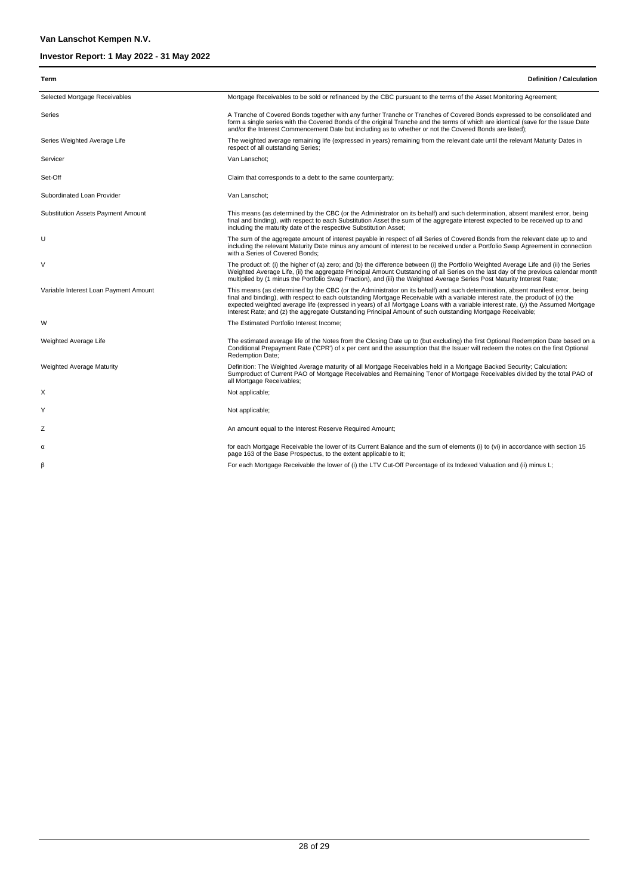| Term | Definition / Calculation |
| --- | --- |
| Selected Mortgage Receivables | Mortgage Receivables to be sold or refinanced by the CBC pursuant to the terms of the Asset Monitoring Agreement; |
| Series | A Tranche of Covered Bonds together with any further Tranche or Tranches of Covered Bonds expressed to be consolidated and form a single series with the Covered Bonds of the original Tranche and the terms of which are identical (save for the Issue Date and/or the Interest Commencement Date but including as to whether or not the Covered Bonds are listed); |
| Series Weighted Average Life | The weighted average remaining life (expressed in years) remaining from the relevant date until the relevant Maturity Dates in respect of all outstanding Series; |
| Servicer | Van Lanschot; |
| Set-Off | Claim that corresponds to a debt to the same counterparty; |
| Subordinated Loan Provider | Van Lanschot; |
| Substitution Assets Payment Amount | This means (as determined by the CBC (or the Administrator on its behalf) and such determination, absent manifest error, being final and binding), with respect to each Substitution Asset the sum of the aggregate interest expected to be received up to and including the maturity date of the respective Substitution Asset; |
| U | The sum of the aggregate amount of interest payable in respect of all Series of Covered Bonds from the relevant date up to and including the relevant Maturity Date minus any amount of interest to be received under a Portfolio Swap Agreement in connection with a Series of Covered Bonds; |
| V | The product of: (i) the higher of (a) zero; and (b) the difference between (i) the Portfolio Weighted Average Life and (ii) the Series Weighted Average Life, (ii) the aggregate Principal Amount Outstanding of all Series on the last day of the previous calendar month multiplied by (1 minus the Portfolio Swap Fraction), and (iii) the Weighted Average Series Post Maturity Interest Rate; |
| Variable Interest Loan Payment Amount | This means (as determined by the CBC (or the Administrator on its behalf) and such determination, absent manifest error, being final and binding), with respect to each outstanding Mortgage Receivable with a variable interest rate, the product of (x) the expected weighted average life (expressed in years) of all Mortgage Loans with a variable interest rate, (y) the Assumed Mortgage Interest Rate; and (z) the aggregate Outstanding Principal Amount of such outstanding Mortgage Receivable; |
| W | The Estimated Portfolio Interest Income; |
| Weighted Average Life | The estimated average life of the Notes from the Closing Date up to (but excluding) the first Optional Redemption Date based on a Conditional Prepayment Rate ('CPR') of x per cent and the assumption that the Issuer will redeem the notes on the first Optional Redemption Date; |
| Weighted Average Maturity | Definition: The Weighted Average maturity of all Mortgage Receivables held in a Mortgage Backed Security; Calculation: Sumproduct of Current PAO of Mortgage Receivables and Remaining Tenor of Mortgage Receivables divided by the total PAO of all Mortgage Receivables; |
| X | Not applicable; |
| Y | Not applicable; |
| Z | An amount equal to the Interest Reserve Required Amount; |
| α | for each Mortgage Receivable the lower of its Current Balance and the sum of elements (i) to (vi) in accordance with section 15 page 163 of the Base Prospectus, to the extent applicable to it; |
| β | For each Mortgage Receivable the lower of (i) the LTV Cut-Off Percentage of its Indexed Valuation and (ii) minus L; |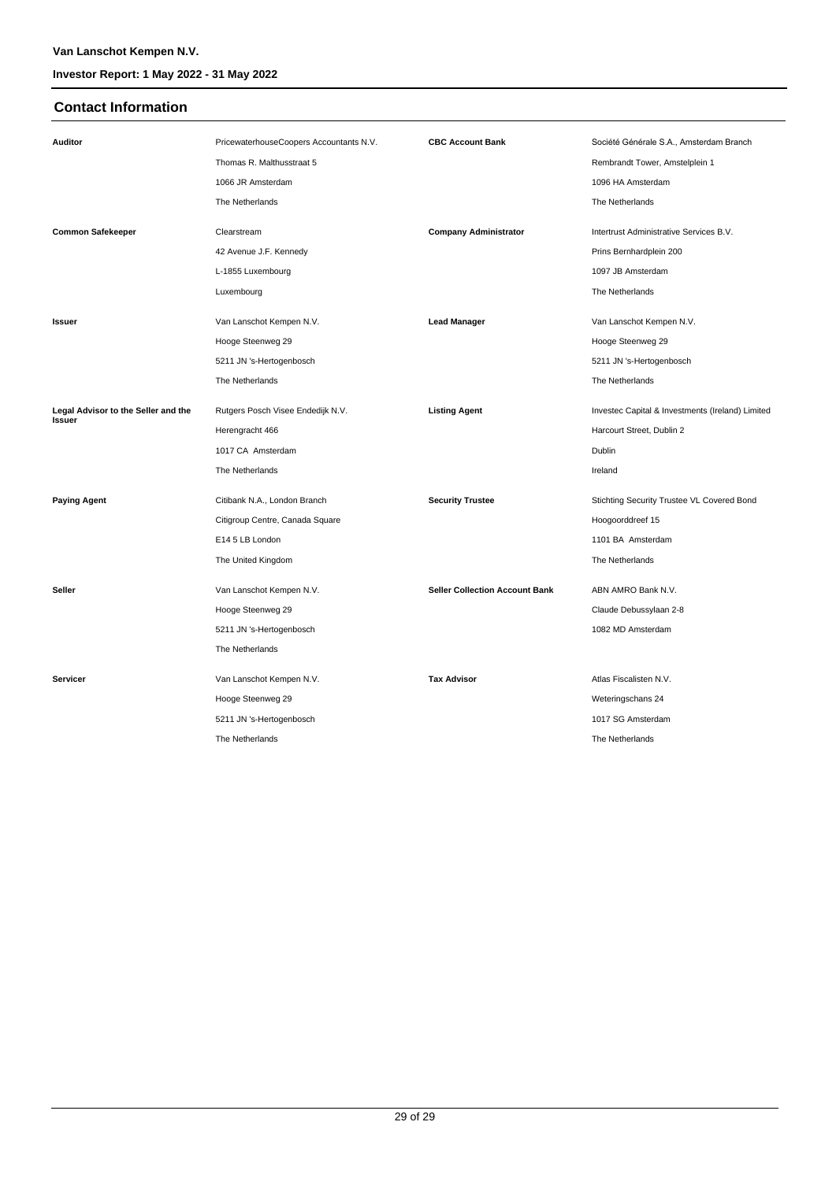## Contact Information

| | | | |
|---|---|---|---|
| **Auditor** | PricewaterhouseCoopers Accountants N.V.<br>Thomas R. Malthusstraat 5<br>1066 JR Amsterdam<br>The Netherlands | **CBC Account Bank** | Société Générale S.A., Amsterdam Branch<br>Rembrandt Tower, Amstelplein 1<br>1096 HA Amsterdam<br>The Netherlands |
| **Common Safekeeper** | Clearstream<br>42 Avenue J.F. Kennedy<br>L-1855 Luxembourg<br>Luxembourg | **Company Administrator** | Intertrust Administrative Services B.V.<br>Prins Bernhardplein 200<br>1097 JB Amsterdam<br>The Netherlands |
| **Issuer** | Van Lanschot Kempen N.V.<br>Hooge Steenweg 29<br>5211 JN 's-Hertogenbosch<br>The Netherlands | **Lead Manager** | Van Lanschot Kempen N.V.<br>Hooge Steenweg 29<br>5211 JN 's-Hertogenbosch<br>The Netherlands |
| **Legal Advisor to the Seller and the Issuer** | Rutgers Posch Visee Endedijk N.V.<br>Herengracht 466<br>1017 CA Amsterdam<br>The Netherlands | **Listing Agent** | Investec Capital & Investments (Ireland) Limited<br>Harcourt Street, Dublin 2<br>Dublin<br>Ireland |
| **Paying Agent** | Citibank N.A., London Branch<br>Citigroup Centre, Canada Square<br>E14 5 LB London<br>The United Kingdom | **Security Trustee** | Stichting Security Trustee VL Covered Bond<br>Hoogoorddreef 15<br>1101 BA Amsterdam<br>The Netherlands |
| **Seller** | Van Lanschot Kempen N.V.<br>Hooge Steenweg 29<br>5211 JN 's-Hertogenbosch<br>The Netherlands | **Seller Collection Account Bank** | ABN AMRO Bank N.V.<br>Claude Debussylaan 2-8<br>1082 MD Amsterdam |
| **Servicer** | Van Lanschot Kempen N.V.<br>Hooge Steenweg 29<br>5211 JN 's-Hertogenbosch<br>The Netherlands | **Tax Advisor** | Atlas Fiscalisten N.V.<br>Weteringschans 24<br>1017 SG Amsterdam<br>The Netherlands |